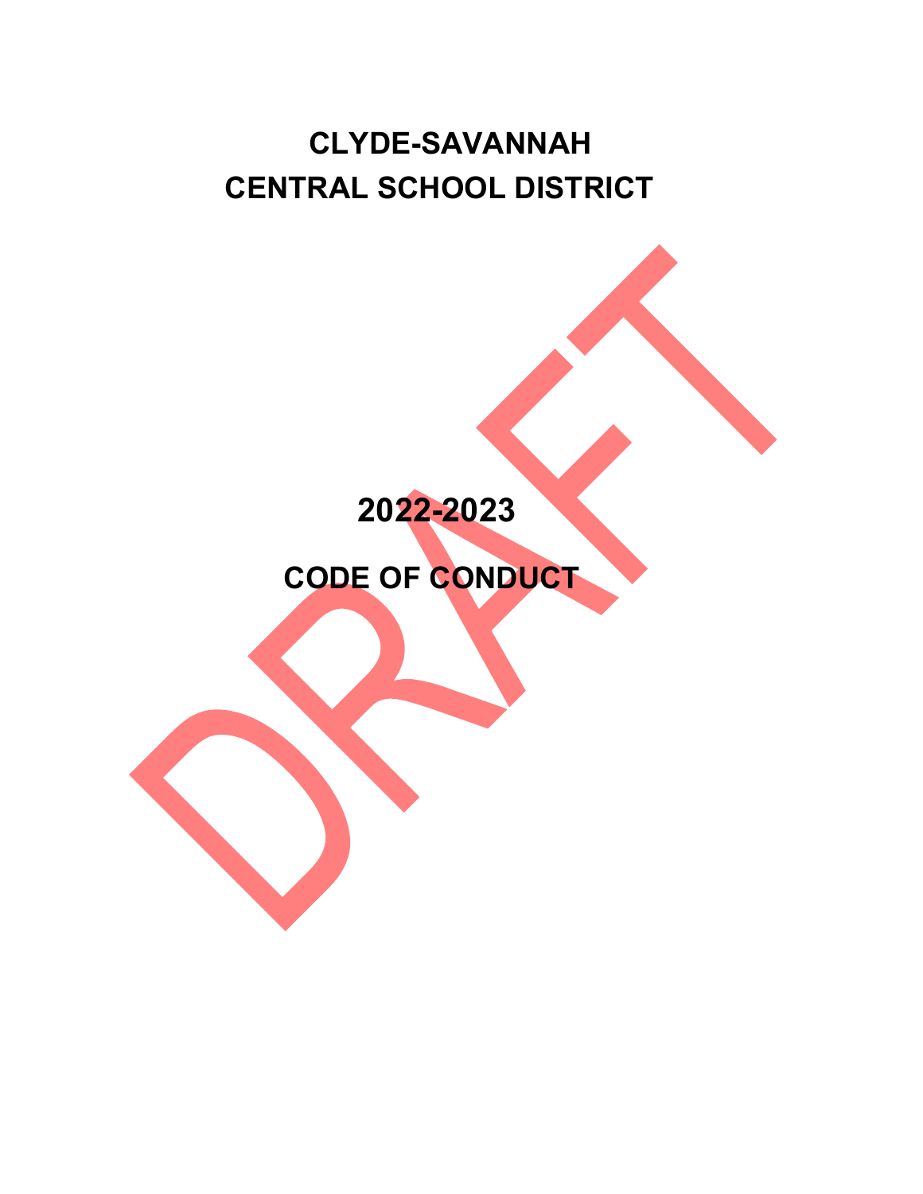# CLYDE-SAVANNAH CENTRAL SCHOOL DISTRICT

DRAFT

## 2022-2023

## CODE OF CONDUCT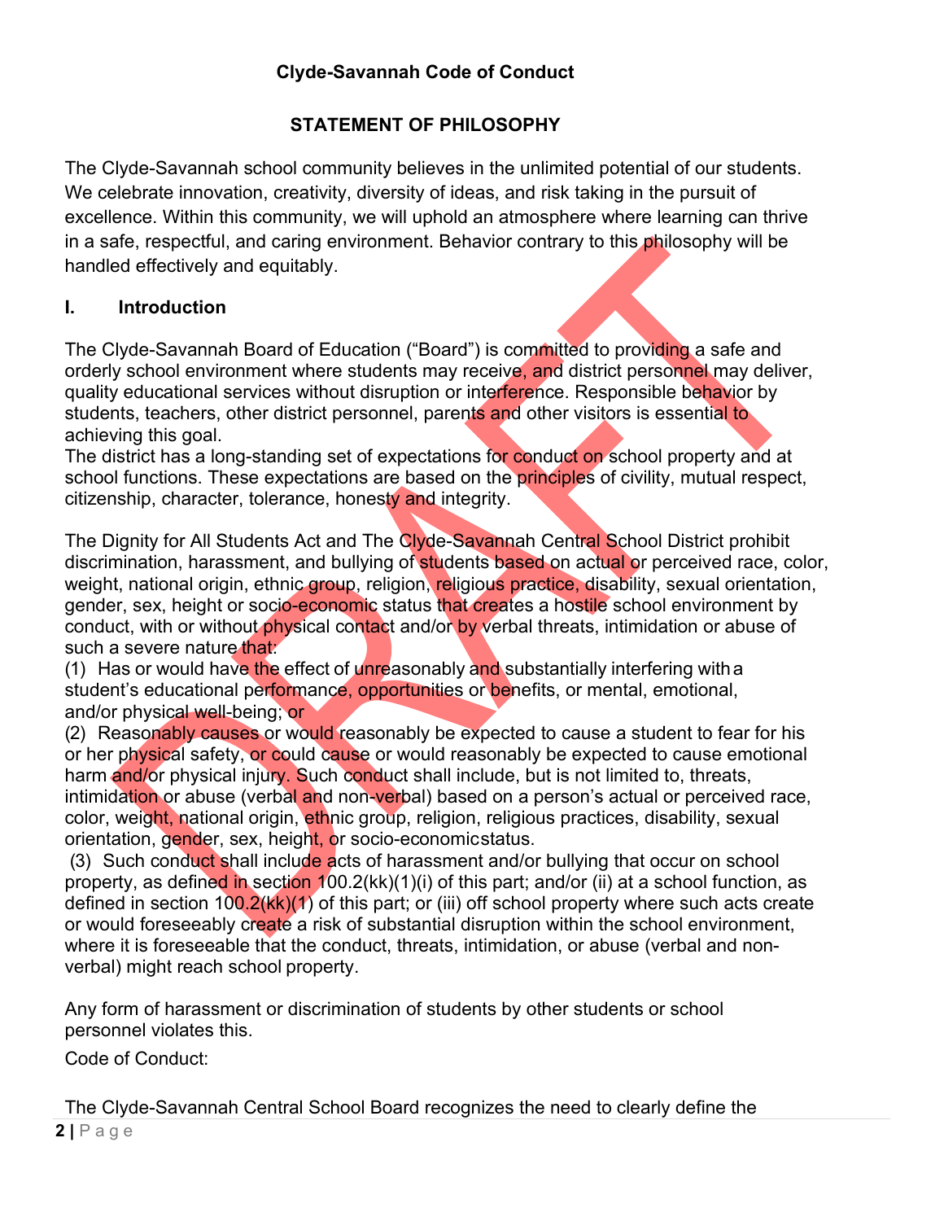**Clyde-Savannah Code of Conduct**

## STATEMENT OF PHILOSOPHY

The Clyde-Savannah school community believes in the unlimited potential of our students. We celebrate innovation, creativity, diversity of ideas, and risk taking in the pursuit of excellence. Within this community, we will uphold an atmosphere where learning can thrive in a safe, respectful, and caring environment. Behavior contrary to this philosophy will be handled effectively and equitably.

## I. Introduction

The Clyde-Savannah Board of Education ("Board") is committed to providing a safe and orderly school environment where students may receive, and district personnel may deliver, quality educational services without disruption or interference. Responsible behavior by students, teachers, other district personnel, parents and other visitors is essential to achieving this goal.

The district has a long-standing set of expectations for conduct on school property and at school functions. These expectations are based on the principles of civility, mutual respect, citizenship, character, tolerance, honesty and integrity.

The Dignity for All Students Act and The Clyde-Savannah Central School District prohibit discrimination, harassment, and bullying of students based on actual or perceived race, color, weight, national origin, ethnic group, religion, religious practice, disability, sexual orientation, gender, sex, height or socio-economic status that creates a hostile school environment by conduct, with or without physical contact and/or by verbal threats, intimidation or abuse of such a severe nature that:

(1) Has or would have the effect of unreasonably and substantially interfering with a student's educational performance, opportunities or benefits, or mental, emotional, and/or physical well-being; or

(2) Reasonably causes or would reasonably be expected to cause a student to fear for his or her physical safety, or could cause or would reasonably be expected to cause emotional harm and/or physical injury. Such conduct shall include, but is not limited to, threats, intimidation or abuse (verbal and non-verbal) based on a person's actual or perceived race, color, weight, national origin, ethnic group, religion, religious practices, disability, sexual orientation, gender, sex, height, or socio-economic status.

(3) Such conduct shall include acts of harassment and/or bullying that occur on school property, as defined in section 100.2(kk)(1)(i) of this part; and/or (ii) at a school function, as defined in section 100.2(kk)(1) of this part; or (iii) off school property where such acts create or would foreseeably create a risk of substantial disruption within the school environment, where it is foreseeable that the conduct, threats, intimidation, or abuse (verbal and non-verbal) might reach school property.

Any form of harassment or discrimination of students by other students or school personnel violates this.

Code of Conduct:

The Clyde-Savannah Central School Board recognizes the need to clearly define the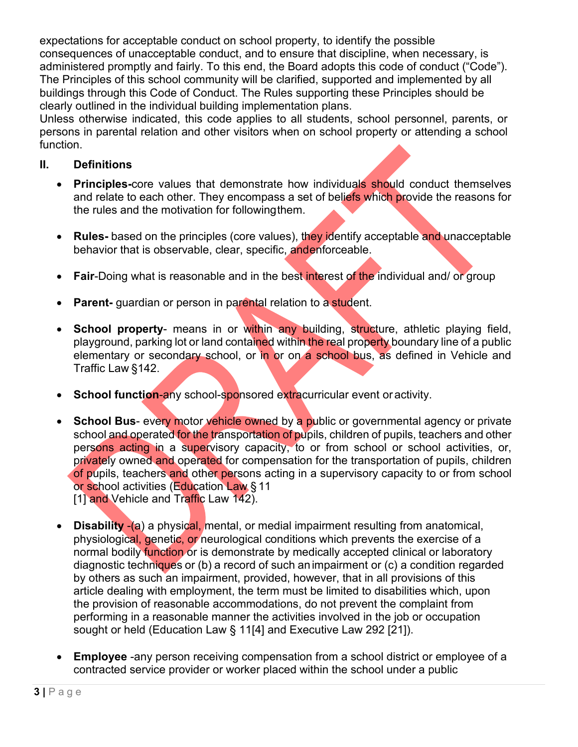expectations for acceptable conduct on school property, to identify the possible consequences of unacceptable conduct, and to ensure that discipline, when necessary, is administered promptly and fairly. To this end, the Board adopts this code of conduct ("Code"). The Principles of this school community will be clarified, supported and implemented by all buildings through this Code of Conduct. The Rules supporting these Principles should be clearly outlined in the individual building implementation plans.

Unless otherwise indicated, this code applies to all students, school personnel, parents, or persons in parental relation and other visitors when on school property or attending a school function.

## II. Definitions

- **Principles-**core values that demonstrate how individuals should conduct themselves and relate to each other. They encompass a set of beliefs which provide the reasons for the rules and the motivation for followingthem.

- **Rules-** based on the principles (core values), they identify acceptable and unacceptable behavior that is observable, clear, specific, andenforceable.

- **Fair**-Doing what is reasonable and in the best interest of the individual and/ or group

- **Parent-** guardian or person in parental relation to a student.

- **School property**- means in or within any building, structure, athletic playing field, playground, parking lot or land contained within the real property boundary line of a public elementary or secondary school, or in or on a school bus, as defined in Vehicle and Traffic Law §142.

- **School function**-any school-sponsored extracurricular event or activity.

- **School Bus**- every motor vehicle owned by a public or governmental agency or private school and operated for the transportation of pupils, children of pupils, teachers and other persons acting in a supervisory capacity, to or from school or school activities, or, privately owned and operated for compensation for the transportation of pupils, children of pupils, teachers and other persons acting in a supervisory capacity to or from school or school activities (Education Law § 11 [1] and Vehicle and Traffic Law 142).

- **Disability** -(a) a physical, mental, or medial impairment resulting from anatomical, physiological, genetic, or neurological conditions which prevents the exercise of a normal bodily function or is demonstrate by medically accepted clinical or laboratory diagnostic techniques or (b) a record of such animpairment or (c) a condition regarded by others as such an impairment, provided, however, that in all provisions of this article dealing with employment, the term must be limited to disabilities which, upon the provision of reasonable accommodations, do not prevent the complaint from performing in a reasonable manner the activities involved in the job or occupation sought or held (Education Law § 11[4] and Executive Law 292 [21]).

- **Employee** -any person receiving compensation from a school district or employee of a contracted service provider or worker placed within the school under a public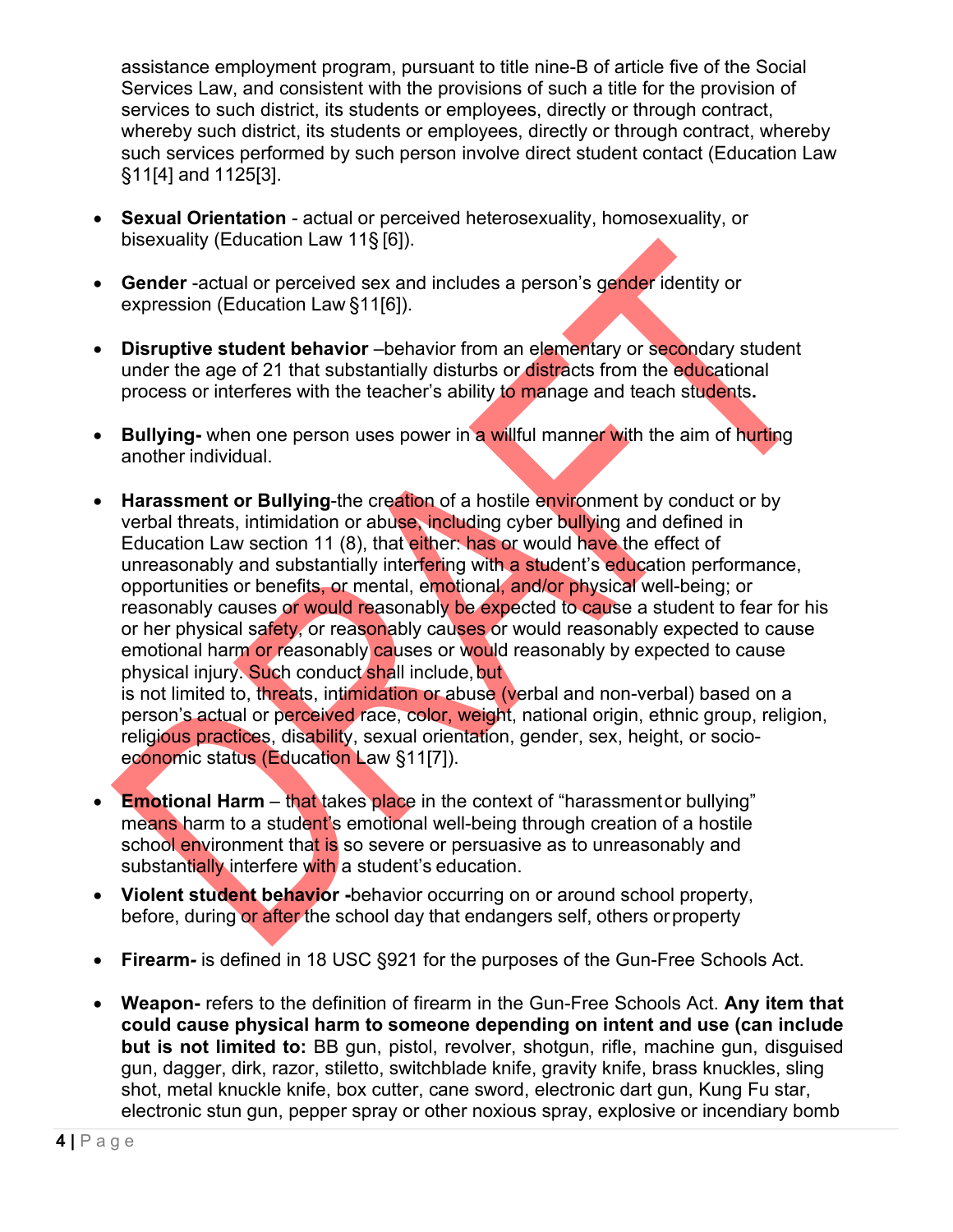assistance employment program, pursuant to title nine-B of article five of the Social Services Law, and consistent with the provisions of such a title for the provision of services to such district, its students or employees, directly or through contract, whereby such district, its students or employees, directly or through contract, whereby such services performed by such person involve direct student contact (Education Law §11[4] and 1125[3].

- **Sexual Orientation** - actual or perceived heterosexuality, homosexuality, or bisexuality (Education Law 11§ [6]).

- **Gender** -actual or perceived sex and includes a person's gender identity or expression (Education Law §11[6]).

- **Disruptive student behavior** –behavior from an elementary or secondary student under the age of 21 that substantially disturbs or distracts from the educational process or interferes with the teacher's ability to manage and teach students**.**

- **Bullying-** when one person uses power in a willful manner with the aim of hurting another individual.

- **Harassment or Bullying**-the creation of a hostile environment by conduct or by verbal threats, intimidation or abuse, including cyber bullying and defined in Education Law section 11 (8), that either: has or would have the effect of unreasonably and substantially interfering with a student's education performance, opportunities or benefits, or mental, emotional, and/or physical well-being; or reasonably causes or would reasonably be expected to cause a student to fear for his or her physical safety, or reasonably causes or would reasonably expected to cause emotional harm or reasonably causes or would reasonably by expected to cause physical injury. Such conduct shall include, but is not limited to, threats, intimidation or abuse (verbal and non-verbal) based on a person's actual or perceived race, color, weight, national origin, ethnic group, religion, religious practices, disability, sexual orientation, gender, sex, height, or socio-economic status (Education Law §11[7]).

- **Emotional Harm** – that takes place in the context of "harassment or bullying" means harm to a student's emotional well-being through creation of a hostile school environment that is so severe or persuasive as to unreasonably and substantially interfere with a student's education.

- **Violent student behavior** -behavior occurring on or around school property, before, during or after the school day that endangers self, others or property

- **Firearm-** is defined in 18 USC §921 for the purposes of the Gun-Free Schools Act.

- **Weapon-** refers to the definition of firearm in the Gun-Free Schools Act. **Any item that could cause physical harm to someone depending on intent and use (can include but is not limited to:** BB gun, pistol, revolver, shotgun, rifle, machine gun, disguised gun, dagger, dirk, razor, stiletto, switchblade knife, gravity knife, brass knuckles, sling shot, metal knuckle knife, box cutter, cane sword, electronic dart gun, Kung Fu star, electronic stun gun, pepper spray or other noxious spray, explosive or incendiary bomb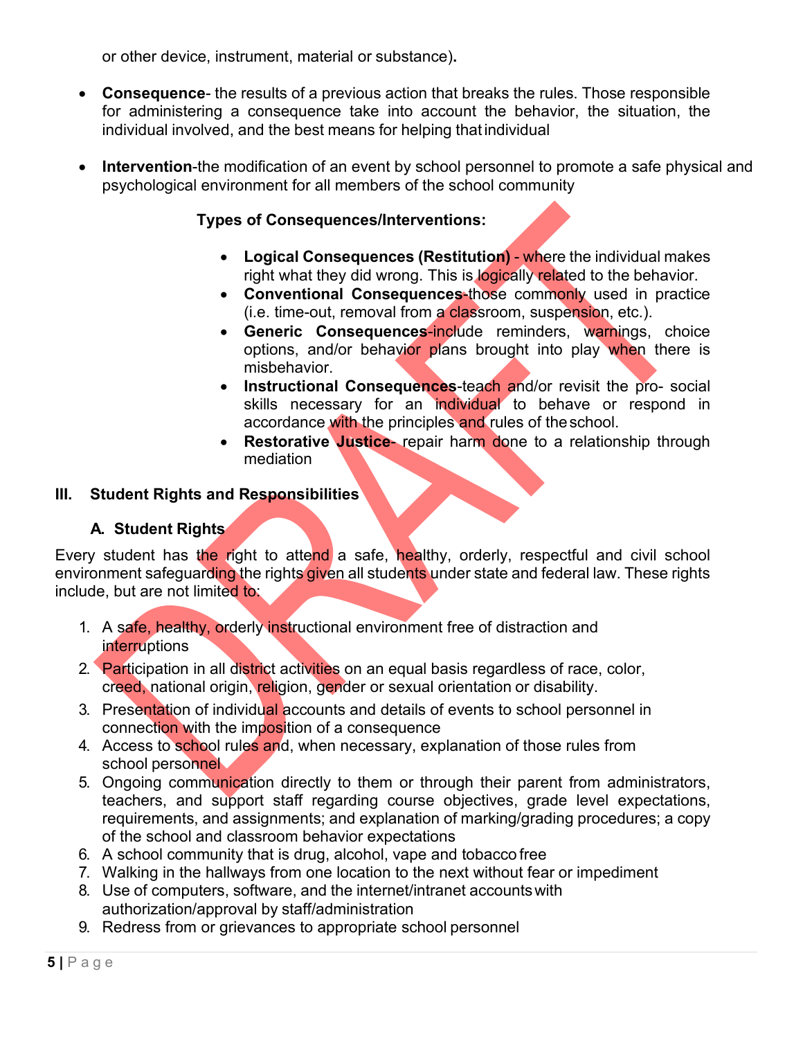or other device, instrument, material or substance).

- **Consequence**- the results of a previous action that breaks the rules. Those responsible for administering a consequence take into account the behavior, the situation, the individual involved, and the best means for helping that individual

- **Intervention**-the modification of an event by school personnel to promote a safe physical and psychological environment for all members of the school community

**Types of Consequences/Interventions:**

- **Logical Consequences (Restitution)** - where the individual makes right what they did wrong. This is logically related to the behavior.
- **Conventional Consequences**-those commonly used in practice (i.e. time-out, removal from a classroom, suspension, etc.).
- **Generic Consequences**-include reminders, warnings, choice options, and/or behavior plans brought into play when there is misbehavior.
- **Instructional Consequences**-teach and/or revisit the pro- social skills necessary for an individual to behave or respond in accordance with the principles and rules of the school.
- **Restorative Justice**- repair harm done to a relationship through mediation

## III. Student Rights and Responsibilities

### A. Student Rights

Every student has the right to attend a safe, healthy, orderly, respectful and civil school environment safeguarding the rights given all students under state and federal law. These rights include, but are not limited to:

1. A safe, healthy, orderly instructional environment free of distraction and interruptions
2. Participation in all district activities on an equal basis regardless of race, color, creed, national origin, religion, gender or sexual orientation or disability.
3. Presentation of individual accounts and details of events to school personnel in connection with the imposition of a consequence
4. Access to school rules and, when necessary, explanation of those rules from school personnel
5. Ongoing communication directly to them or through their parent from administrators, teachers, and support staff regarding course objectives, grade level expectations, requirements, and assignments; and explanation of marking/grading procedures; a copy of the school and classroom behavior expectations
6. A school community that is drug, alcohol, vape and tobacco free
7. Walking in the hallways from one location to the next without fear or impediment
8. Use of computers, software, and the internet/intranet accounts with authorization/approval by staff/administration
9. Redress from or grievances to appropriate school personnel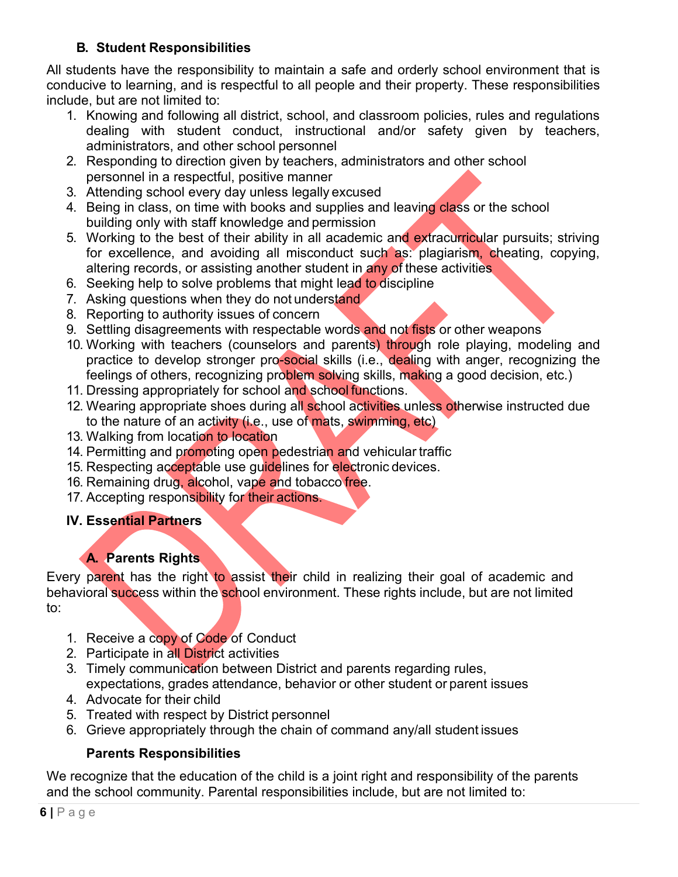### B. Student Responsibilities

All students have the responsibility to maintain a safe and orderly school environment that is conducive to learning, and is respectful to all people and their property. These responsibilities include, but are not limited to:

1. Knowing and following all district, school, and classroom policies, rules and regulations dealing with student conduct, instructional and/or safety given by teachers, administrators, and other school personnel
2. Responding to direction given by teachers, administrators and other school personnel in a respectful, positive manner
3. Attending school every day unless legally excused
4. Being in class, on time with books and supplies and leaving class or the school building only with staff knowledge and permission
5. Working to the best of their ability in all academic and extracurricular pursuits; striving for excellence, and avoiding all misconduct such as: plagiarism, cheating, copying, altering records, or assisting another student in any of these activities
6. Seeking help to solve problems that might lead to discipline
7. Asking questions when they do not understand
8. Reporting to authority issues of concern
9. Settling disagreements with respectable words and not fists or other weapons
10. Working with teachers (counselors and parents) through role playing, modeling and practice to develop stronger pro-social skills (i.e., dealing with anger, recognizing the feelings of others, recognizing problem solving skills, making a good decision, etc.)
11. Dressing appropriately for school and school functions.
12. Wearing appropriate shoes during all school activities unless otherwise instructed due to the nature of an activity (i.e., use of mats, swimming, etc)
13. Walking from location to location
14. Permitting and promoting open pedestrian and vehicular traffic
15. Respecting acceptable use guidelines for electronic devices.
16. Remaining drug, alcohol, vape and tobacco free.
17. Accepting responsibility for their actions.

## IV. Essential Partners

### A. Parents Rights

Every parent has the right to assist their child in realizing their goal of academic and behavioral success within the school environment. These rights include, but are not limited to:

1. Receive a copy of Code of Conduct
2. Participate in all District activities
3. Timely communication between District and parents regarding rules, expectations, grades attendance, behavior or other student or parent issues
4. Advocate for their child
5. Treated with respect by District personnel
6. Grieve appropriately through the chain of command any/all student issues

### Parents Responsibilities

We recognize that the education of the child is a joint right and responsibility of the parents and the school community. Parental responsibilities include, but are not limited to: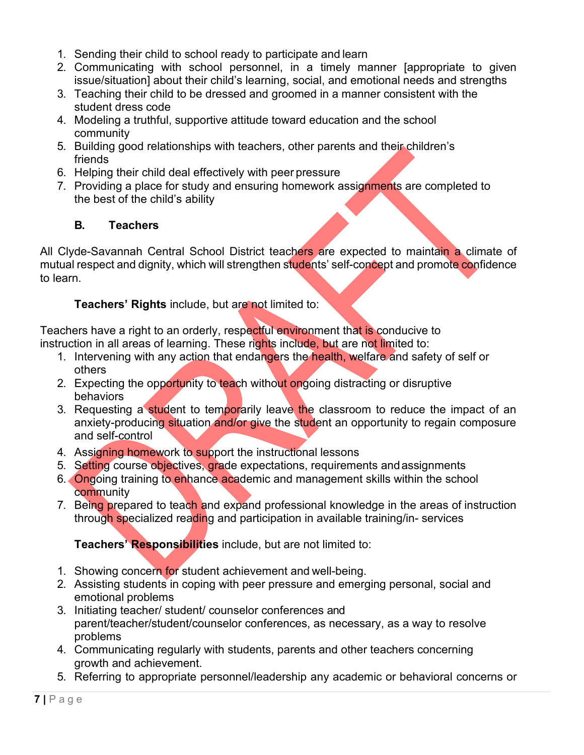1. Sending their child to school ready to participate and learn
2. Communicating with school personnel, in a timely manner [appropriate to given issue/situation] about their child's learning, social, and emotional needs and strengths
3. Teaching their child to be dressed and groomed in a manner consistent with the student dress code
4. Modeling a truthful, supportive attitude toward education and the school community
5. Building good relationships with teachers, other parents and their children's friends
6. Helping their child deal effectively with peer pressure
7. Providing a place for study and ensuring homework assignments are completed to the best of the child's ability

### B. Teachers

All Clyde-Savannah Central School District teachers are expected to maintain a climate of mutual respect and dignity, which will strengthen students' self-concept and promote confidence to learn.

**Teachers' Rights** include, but are not limited to:

Teachers have a right to an orderly, respectful environment that is conducive to instruction in all areas of learning. These rights include, but are not limited to:

1. Intervening with any action that endangers the health, welfare and safety of self or others
2. Expecting the opportunity to teach without ongoing distracting or disruptive behaviors
3. Requesting a student to temporarily leave the classroom to reduce the impact of an anxiety-producing situation and/or give the student an opportunity to regain composure and self-control
4. Assigning homework to support the instructional lessons
5. Setting course objectives, grade expectations, requirements and assignments
6. Ongoing training to enhance academic and management skills within the school community
7. Being prepared to teach and expand professional knowledge in the areas of instruction through specialized reading and participation in available training/in- services

**Teachers' Responsibilities** include, but are not limited to:

1. Showing concern for student achievement and well-being.
2. Assisting students in coping with peer pressure and emerging personal, social and emotional problems
3. Initiating teacher/ student/ counselor conferences and parent/teacher/student/counselor conferences, as necessary, as a way to resolve problems
4. Communicating regularly with students, parents and other teachers concerning growth and achievement.
5. Referring to appropriate personnel/leadership any academic or behavioral concerns or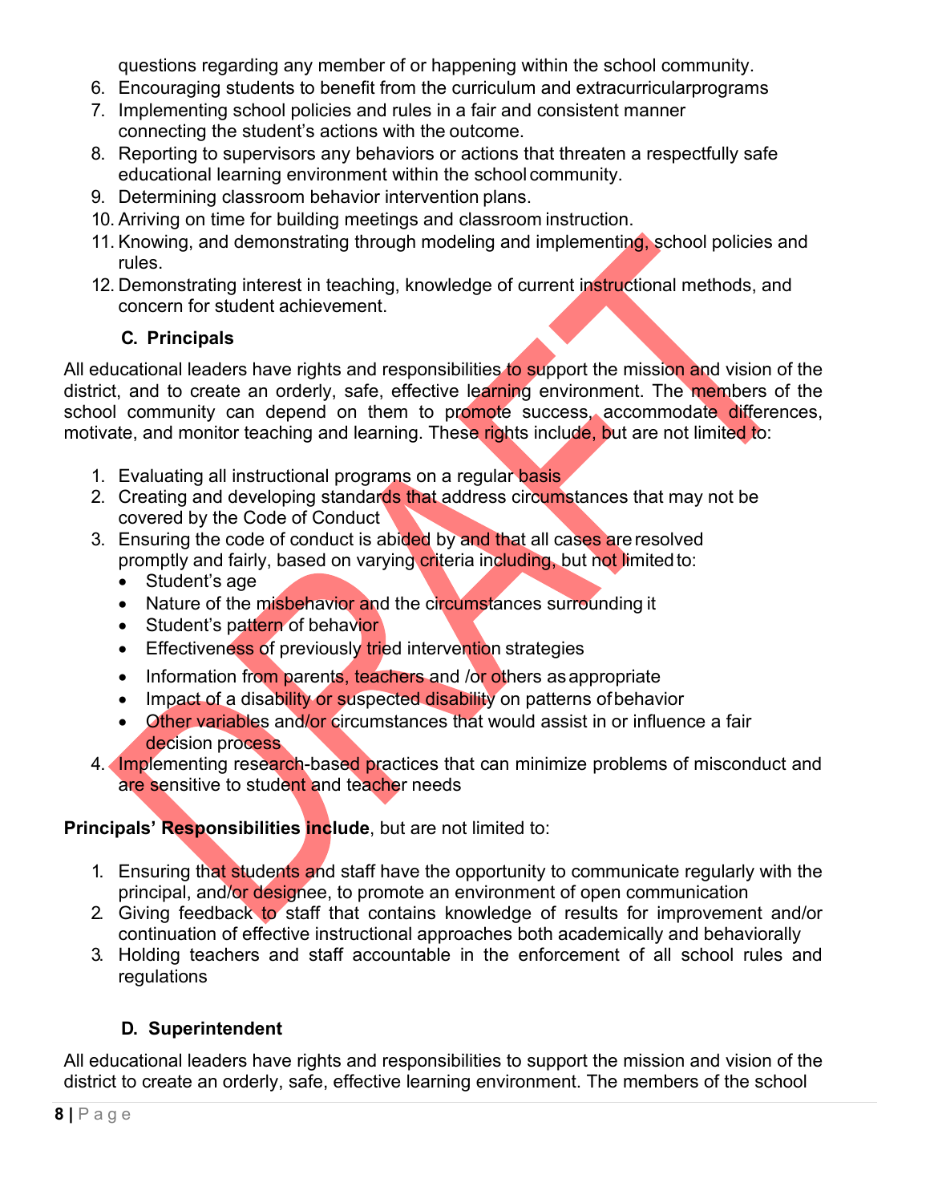questions regarding any member of or happening within the school community.

6. Encouraging students to benefit from the curriculum and extracurricularprograms
7. Implementing school policies and rules in a fair and consistent manner connecting the student's actions with the outcome.
8. Reporting to supervisors any behaviors or actions that threaten a respectfully safe educational learning environment within the school community.
9. Determining classroom behavior intervention plans.
10. Arriving on time for building meetings and classroom instruction.
11. Knowing, and demonstrating through modeling and implementing, school policies and rules.
12. Demonstrating interest in teaching, knowledge of current instructional methods, and concern for student achievement.

### C. Principals

All educational leaders have rights and responsibilities to support the mission and vision of the district, and to create an orderly, safe, effective learning environment. The members of the school community can depend on them to promote success, accommodate differences, motivate, and monitor teaching and learning. These rights include, but are not limited to:

1. Evaluating all instructional programs on a regular basis
2. Creating and developing standards that address circumstances that may not be covered by the Code of Conduct
3. Ensuring the code of conduct is abided by and that all cases are resolved promptly and fairly, based on varying criteria including, but not limited to:
   - Student's age
   - Nature of the misbehavior and the circumstances surrounding it
   - Student's pattern of behavior
   - Effectiveness of previously tried intervention strategies
   - Information from parents, teachers and /or others as appropriate
   - Impact of a disability or suspected disability on patterns of behavior
   - Other variables and/or circumstances that would assist in or influence a fair decision process
4. Implementing research-based practices that can minimize problems of misconduct and are sensitive to student and teacher needs

**Principals' Responsibilities include**, but are not limited to:

1. Ensuring that students and staff have the opportunity to communicate regularly with the principal, and/or designee, to promote an environment of open communication
2. Giving feedback to staff that contains knowledge of results for improvement and/or continuation of effective instructional approaches both academically and behaviorally
3. Holding teachers and staff accountable in the enforcement of all school rules and regulations

### D. Superintendent

All educational leaders have rights and responsibilities to support the mission and vision of the district to create an orderly, safe, effective learning environment. The members of the school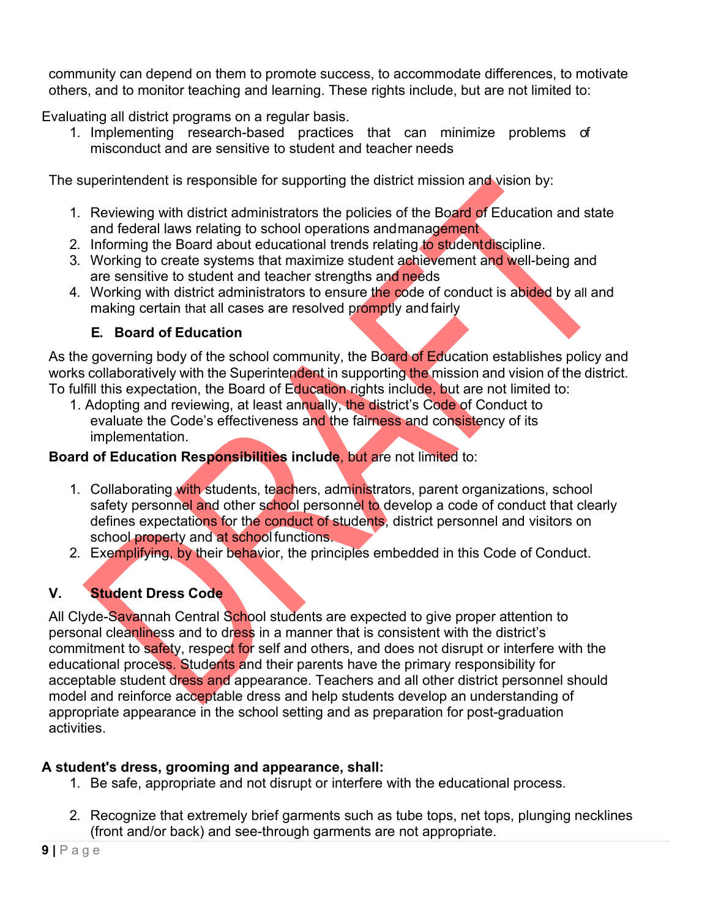community can depend on them to promote success, to accommodate differences, to motivate others, and to monitor teaching and learning. These rights include, but are not limited to:

Evaluating all district programs on a regular basis.

1. Implementing research-based practices that can minimize problems of misconduct and are sensitive to student and teacher needs

The superintendent is responsible for supporting the district mission and vision by:

1. Reviewing with district administrators the policies of the Board of Education and state and federal laws relating to school operations and management
2. Informing the Board about educational trends relating to student discipline.
3. Working to create systems that maximize student achievement and well-being and are sensitive to student and teacher strengths and needs
4. Working with district administrators to ensure the code of conduct is abided by all and making certain that all cases are resolved promptly and fairly

### E. Board of Education

As the governing body of the school community, the Board of Education establishes policy and works collaboratively with the Superintendent in supporting the mission and vision of the district. To fulfill this expectation, the Board of Education rights include, but are not limited to:

1. Adopting and reviewing, at least annually, the district's Code of Conduct to evaluate the Code's effectiveness and the fairness and consistency of its implementation.

**Board of Education Responsibilities include**, but are not limited to:

1. Collaborating with students, teachers, administrators, parent organizations, school safety personnel and other school personnel to develop a code of conduct that clearly defines expectations for the conduct of students, district personnel and visitors on school property and at school functions.
2. Exemplifying, by their behavior, the principles embedded in this Code of Conduct.

## V. Student Dress Code

All Clyde-Savannah Central School students are expected to give proper attention to personal cleanliness and to dress in a manner that is consistent with the district's commitment to safety, respect for self and others, and does not disrupt or interfere with the educational process. Students and their parents have the primary responsibility for acceptable student dress and appearance. Teachers and all other district personnel should model and reinforce acceptable dress and help students develop an understanding of appropriate appearance in the school setting and as preparation for post-graduation activities.

**A student's dress, grooming and appearance, shall:**

1. Be safe, appropriate and not disrupt or interfere with the educational process.
2. Recognize that extremely brief garments such as tube tops, net tops, plunging necklines (front and/or back) and see-through garments are not appropriate.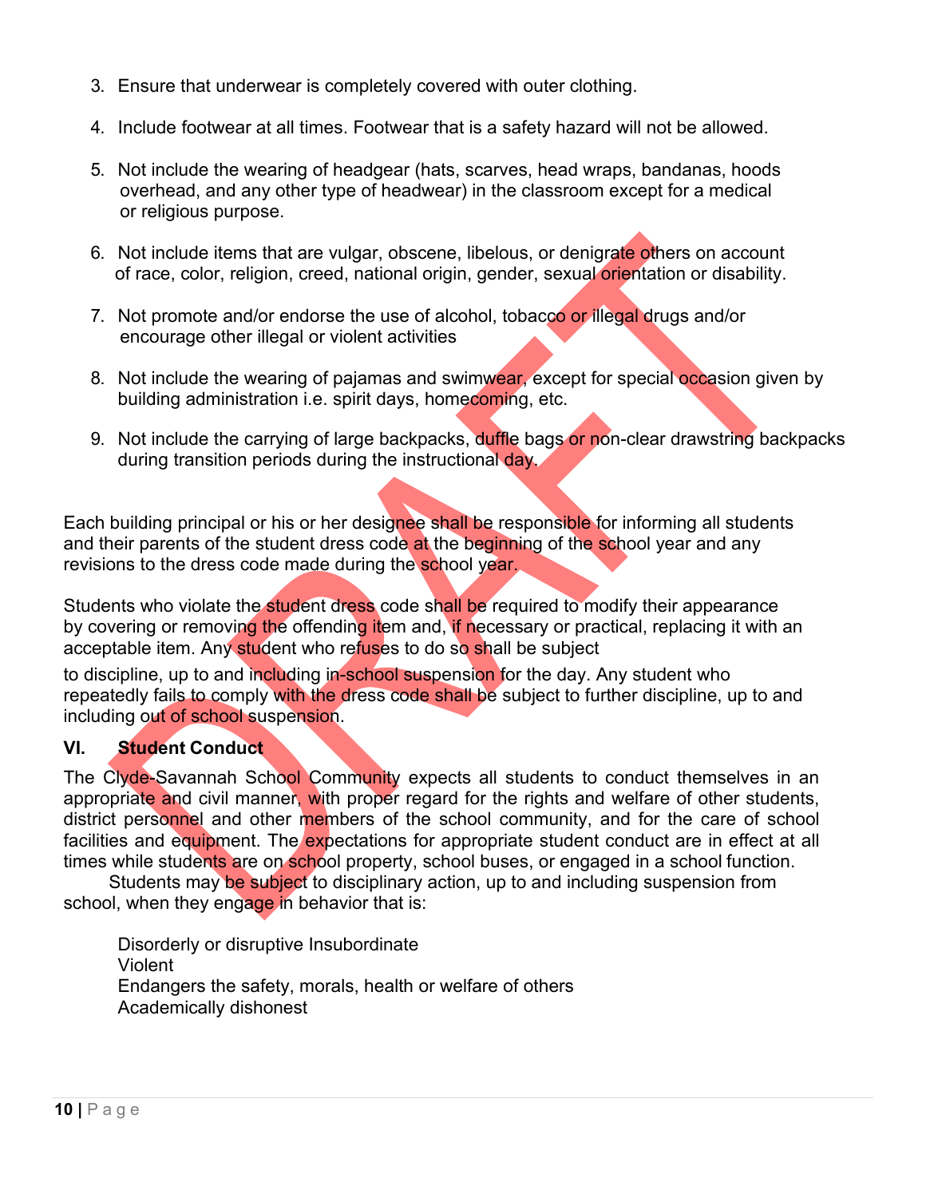3. Ensure that underwear is completely covered with outer clothing.

4. Include footwear at all times. Footwear that is a safety hazard will not be allowed.

5. Not include the wearing of headgear (hats, scarves, head wraps, bandanas, hoods overhead, and any other type of headwear) in the classroom except for a medical or religious purpose.

6. Not include items that are vulgar, obscene, libelous, or denigrate others on account of race, color, religion, creed, national origin, gender, sexual orientation or disability.

7. Not promote and/or endorse the use of alcohol, tobacco or illegal drugs and/or encourage other illegal or violent activities

8. Not include the wearing of pajamas and swimwear, except for special occasion given by building administration i.e. spirit days, homecoming, etc.

9. Not include the carrying of large backpacks, duffle bags or non-clear drawstring backpacks during transition periods during the instructional day.

Each building principal or his or her designee shall be responsible for informing all students and their parents of the student dress code at the beginning of the school year and any revisions to the dress code made during the school year.

Students who violate the student dress code shall be required to modify their appearance by covering or removing the offending item and, if necessary or practical, replacing it with an acceptable item. Any student who refuses to do so shall be subject to discipline, up to and including in-school suspension for the day. Any student who repeatedly fails to comply with the dress code shall be subject to further discipline, up to and including out of school suspension.

## VI. Student Conduct

The Clyde-Savannah School Community expects all students to conduct themselves in an appropriate and civil manner, with proper regard for the rights and welfare of other students, district personnel and other members of the school community, and for the care of school facilities and equipment. The expectations for appropriate student conduct are in effect at all times while students are on school property, school buses, or engaged in a school function.

Students may be subject to disciplinary action, up to and including suspension from school, when they engage in behavior that is:

Disorderly or disruptive Insubordinate
Violent
Endangers the safety, morals, health or welfare of others
Academically dishonest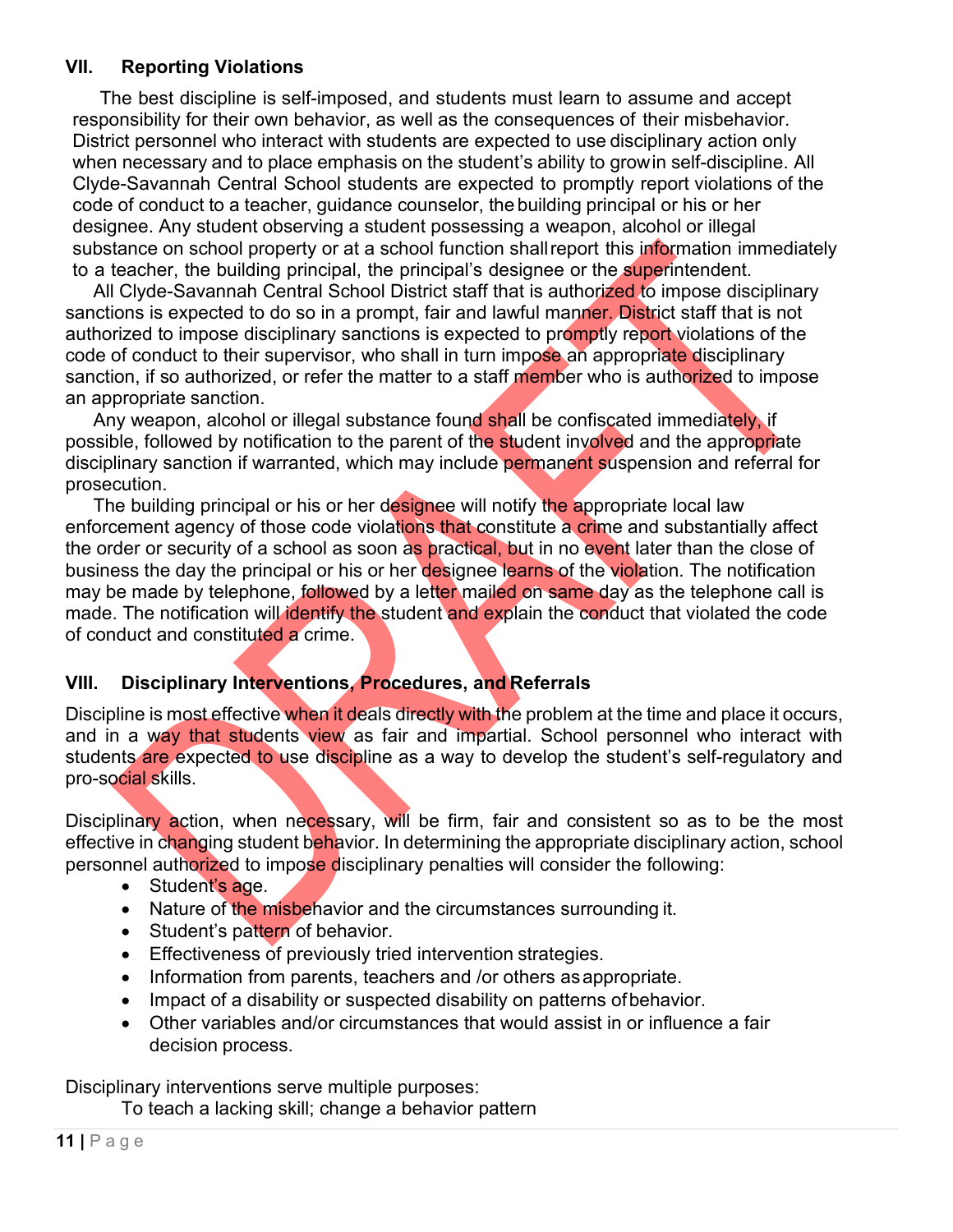## VII. Reporting Violations

The best discipline is self-imposed, and students must learn to assume and accept responsibility for their own behavior, as well as the consequences of their misbehavior. District personnel who interact with students are expected to use disciplinary action only when necessary and to place emphasis on the student's ability to grow in self-discipline. All Clyde-Savannah Central School students are expected to promptly report violations of the code of conduct to a teacher, guidance counselor, the building principal or his or her designee. Any student observing a student possessing a weapon, alcohol or illegal substance on school property or at a school function shall report this information immediately to a teacher, the building principal, the principal's designee or the superintendent.

All Clyde-Savannah Central School District staff that is authorized to impose disciplinary sanctions is expected to do so in a prompt, fair and lawful manner. District staff that is not authorized to impose disciplinary sanctions is expected to promptly report violations of the code of conduct to their supervisor, who shall in turn impose an appropriate disciplinary sanction, if so authorized, or refer the matter to a staff member who is authorized to impose an appropriate sanction.

Any weapon, alcohol or illegal substance found shall be confiscated immediately, if possible, followed by notification to the parent of the student involved and the appropriate disciplinary sanction if warranted, which may include permanent suspension and referral for prosecution.

The building principal or his or her designee will notify the appropriate local law enforcement agency of those code violations that constitute a crime and substantially affect the order or security of a school as soon as practical, but in no event later than the close of business the day the principal or his or her designee learns of the violation. The notification may be made by telephone, followed by a letter mailed on same day as the telephone call is made. The notification will identify the student and explain the conduct that violated the code of conduct and constituted a crime.

## VIII. Disciplinary Interventions, Procedures, and Referrals

Discipline is most effective when it deals directly with the problem at the time and place it occurs, and in a way that students view as fair and impartial. School personnel who interact with students are expected to use discipline as a way to develop the student's self-regulatory and pro-social skills.

Disciplinary action, when necessary, will be firm, fair and consistent so as to be the most effective in changing student behavior. In determining the appropriate disciplinary action, school personnel authorized to impose disciplinary penalties will consider the following:

- Student's age.
- Nature of the misbehavior and the circumstances surrounding it.
- Student's pattern of behavior.
- Effectiveness of previously tried intervention strategies.
- Information from parents, teachers and /or others as appropriate.
- Impact of a disability or suspected disability on patterns of behavior.
- Other variables and/or circumstances that would assist in or influence a fair decision process.

Disciplinary interventions serve multiple purposes:

To teach a lacking skill; change a behavior pattern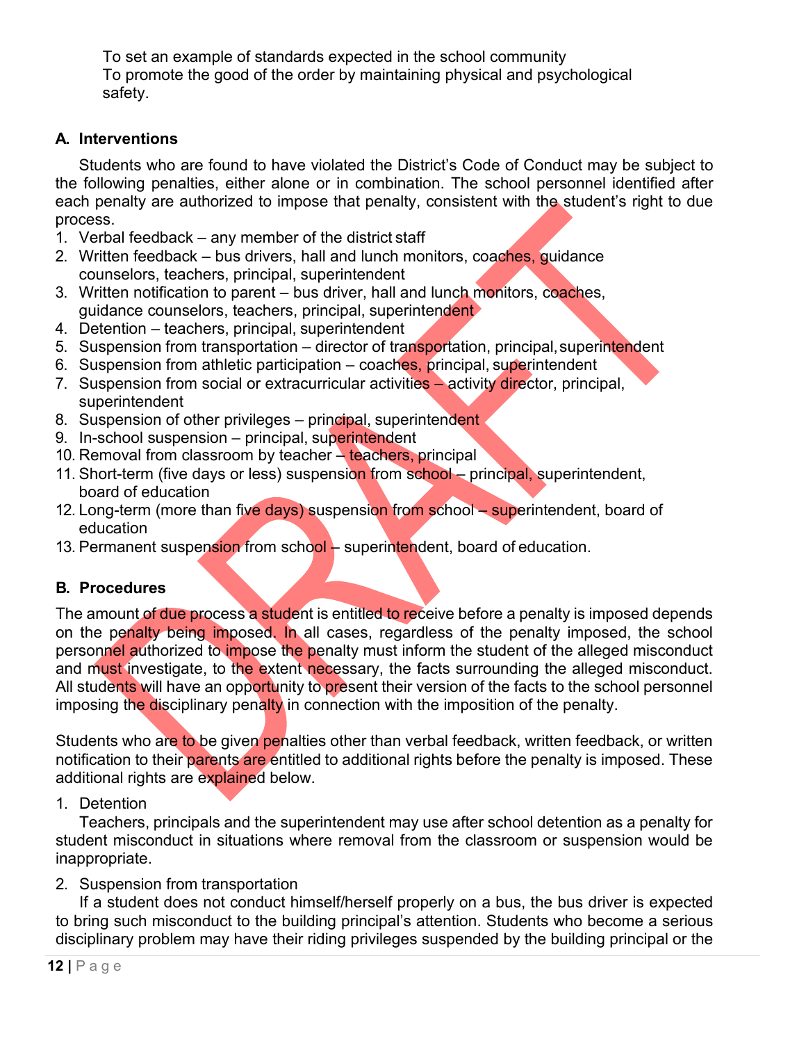To set an example of standards expected in the school community
To promote the good of the order by maintaining physical and psychological safety.

## A. Interventions

Students who are found to have violated the District's Code of Conduct may be subject to the following penalties, either alone or in combination. The school personnel identified after each penalty are authorized to impose that penalty, consistent with the student's right to due process.

1. Verbal feedback – any member of the district staff
2. Written feedback – bus drivers, hall and lunch monitors, coaches, guidance counselors, teachers, principal, superintendent
3. Written notification to parent – bus driver, hall and lunch monitors, coaches, guidance counselors, teachers, principal, superintendent
4. Detention – teachers, principal, superintendent
5. Suspension from transportation – director of transportation, principal, superintendent
6. Suspension from athletic participation – coaches, principal, superintendent
7. Suspension from social or extracurricular activities – activity director, principal, superintendent
8. Suspension of other privileges – principal, superintendent
9. In-school suspension – principal, superintendent
10. Removal from classroom by teacher – teachers, principal
11. Short-term (five days or less) suspension from school – principal, superintendent, board of education
12. Long-term (more than five days) suspension from school – superintendent, board of education
13. Permanent suspension from school – superintendent, board of education.

## B. Procedures

The amount of due process a student is entitled to receive before a penalty is imposed depends on the penalty being imposed. In all cases, regardless of the penalty imposed, the school personnel authorized to impose the penalty must inform the student of the alleged misconduct and must investigate, to the extent necessary, the facts surrounding the alleged misconduct. All students will have an opportunity to present their version of the facts to the school personnel imposing the disciplinary penalty in connection with the imposition of the penalty.

Students who are to be given penalties other than verbal feedback, written feedback, or written notification to their parents are entitled to additional rights before the penalty is imposed. These additional rights are explained below.

1. Detention

Teachers, principals and the superintendent may use after school detention as a penalty for student misconduct in situations where removal from the classroom or suspension would be inappropriate.

2. Suspension from transportation

If a student does not conduct himself/herself properly on a bus, the bus driver is expected to bring such misconduct to the building principal's attention. Students who become a serious disciplinary problem may have their riding privileges suspended by the building principal or the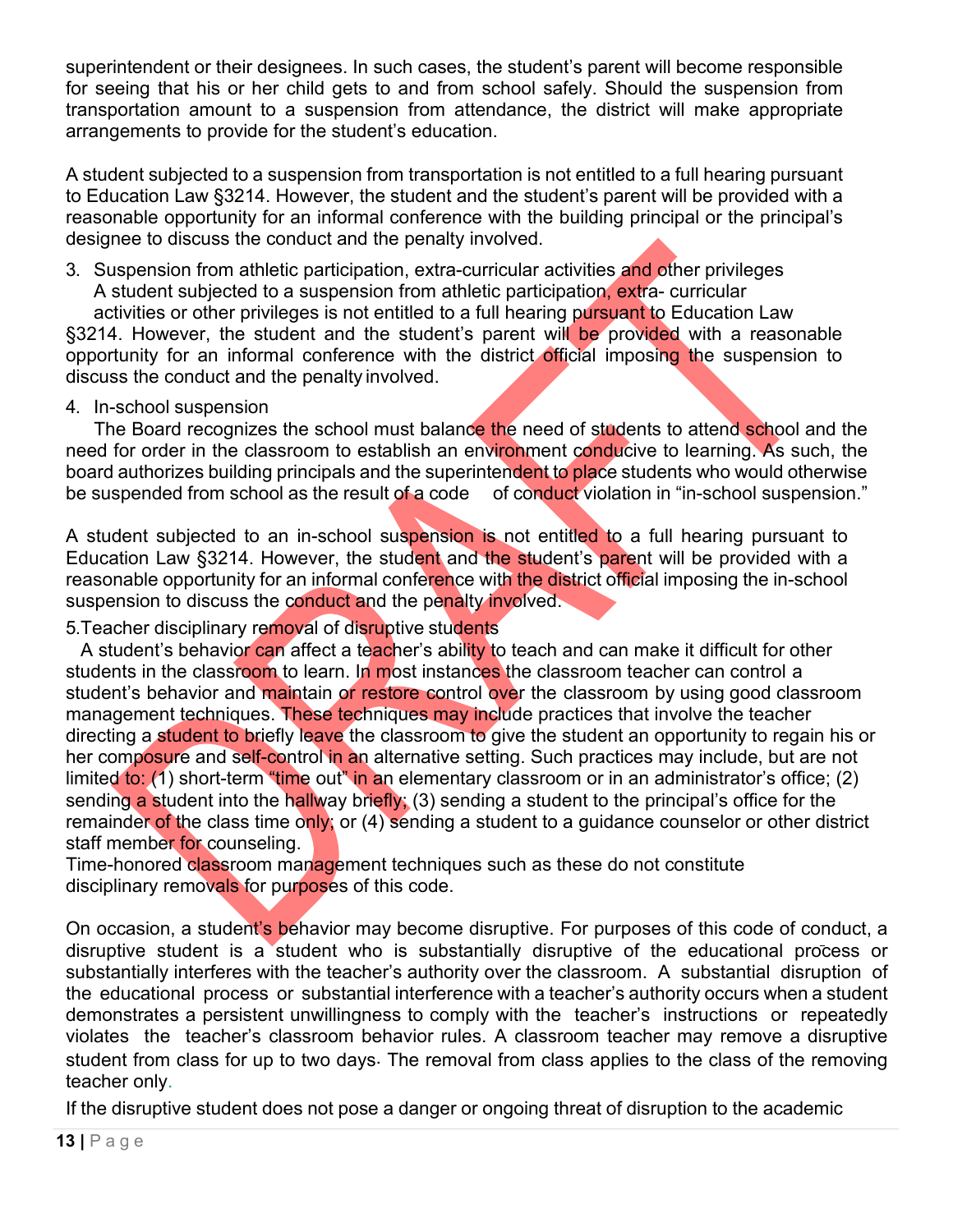superintendent or their designees. In such cases, the student's parent will become responsible for seeing that his or her child gets to and from school safely. Should the suspension from transportation amount to a suspension from attendance, the district will make appropriate arrangements to provide for the student's education.

A student subjected to a suspension from transportation is not entitled to a full hearing pursuant to Education Law §3214. However, the student and the student's parent will be provided with a reasonable opportunity for an informal conference with the building principal or the principal's designee to discuss the conduct and the penalty involved.

3. Suspension from athletic participation, extra-curricular activities and other privileges
   A student subjected to a suspension from athletic participation, extra- curricular activities or other privileges is not entitled to a full hearing pursuant to Education Law §3214. However, the student and the student's parent will be provided with a reasonable opportunity for an informal conference with the district official imposing the suspension to discuss the conduct and the penalty involved.

4. In-school suspension
   The Board recognizes the school must balance the need of students to attend school and the need for order in the classroom to establish an environment conducive to learning. As such, the board authorizes building principals and the superintendent to place students who would otherwise be suspended from school as the result of a code of conduct violation in "in-school suspension."

A student subjected to an in-school suspension is not entitled to a full hearing pursuant to Education Law §3214. However, the student and the student's parent will be provided with a reasonable opportunity for an informal conference with the district official imposing the in-school suspension to discuss the conduct and the penalty involved.

5. Teacher disciplinary removal of disruptive students
   A student's behavior can affect a teacher's ability to teach and can make it difficult for other students in the classroom to learn. In most instances the classroom teacher can control a student's behavior and maintain or restore control over the classroom by using good classroom management techniques. These techniques may include practices that involve the teacher directing a student to briefly leave the classroom to give the student an opportunity to regain his or her composure and self-control in an alternative setting. Such practices may include, but are not limited to: (1) short-term "time out" in an elementary classroom or in an administrator's office; (2) sending a student into the hallway briefly; (3) sending a student to the principal's office for the remainder of the class time only; or (4) sending a student to a guidance counselor or other district staff member for counseling.
   Time-honored classroom management techniques such as these do not constitute disciplinary removals for purposes of this code.

On occasion, a student's behavior may become disruptive. For purposes of this code of conduct, a disruptive student is a student who is substantially disruptive of the educational process or substantially interferes with the teacher's authority over the classroom. A substantial disruption of the educational process or substantial interference with a teacher's authority occurs when a student demonstrates a persistent unwillingness to comply with the teacher's instructions or repeatedly violates the teacher's classroom behavior rules. A classroom teacher may remove a disruptive student from class for up to two days. The removal from class applies to the class of the removing teacher only.

If the disruptive student does not pose a danger or ongoing threat of disruption to the academic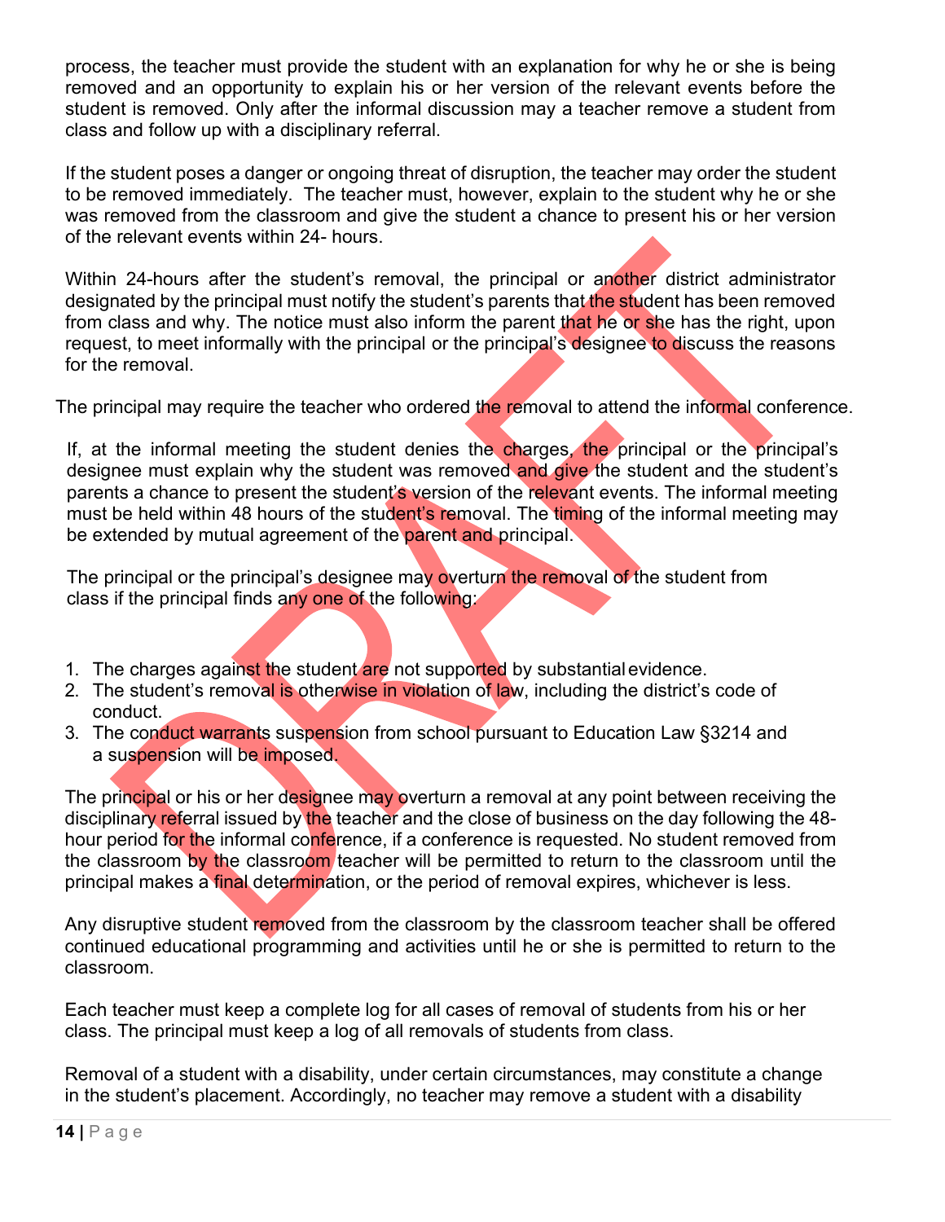process, the teacher must provide the student with an explanation for why he or she is being removed and an opportunity to explain his or her version of the relevant events before the student is removed. Only after the informal discussion may a teacher remove a student from class and follow up with a disciplinary referral.

If the student poses a danger or ongoing threat of disruption, the teacher may order the student to be removed immediately. The teacher must, however, explain to the student why he or she was removed from the classroom and give the student a chance to present his or her version of the relevant events within 24- hours.

Within 24-hours after the student's removal, the principal or another district administrator designated by the principal must notify the student's parents that the student has been removed from class and why. The notice must also inform the parent that he or she has the right, upon request, to meet informally with the principal or the principal's designee to discuss the reasons for the removal.

The principal may require the teacher who ordered the removal to attend the informal conference.

If, at the informal meeting the student denies the charges, the principal or the principal's designee must explain why the student was removed and give the student and the student's parents a chance to present the student's version of the relevant events. The informal meeting must be held within 48 hours of the student's removal. The timing of the informal meeting may be extended by mutual agreement of the parent and principal.

The principal or the principal's designee may overturn the removal of the student from class if the principal finds any one of the following:

1. The charges against the student are not supported by substantial evidence.
2. The student's removal is otherwise in violation of law, including the district's code of conduct.
3. The conduct warrants suspension from school pursuant to Education Law §3214 and a suspension will be imposed.

The principal or his or her designee may overturn a removal at any point between receiving the disciplinary referral issued by the teacher and the close of business on the day following the 48-hour period for the informal conference, if a conference is requested. No student removed from the classroom by the classroom teacher will be permitted to return to the classroom until the principal makes a final determination, or the period of removal expires, whichever is less.

Any disruptive student removed from the classroom by the classroom teacher shall be offered continued educational programming and activities until he or she is permitted to return to the classroom.

Each teacher must keep a complete log for all cases of removal of students from his or her class. The principal must keep a log of all removals of students from class.

Removal of a student with a disability, under certain circumstances, may constitute a change in the student's placement. Accordingly, no teacher may remove a student with a disability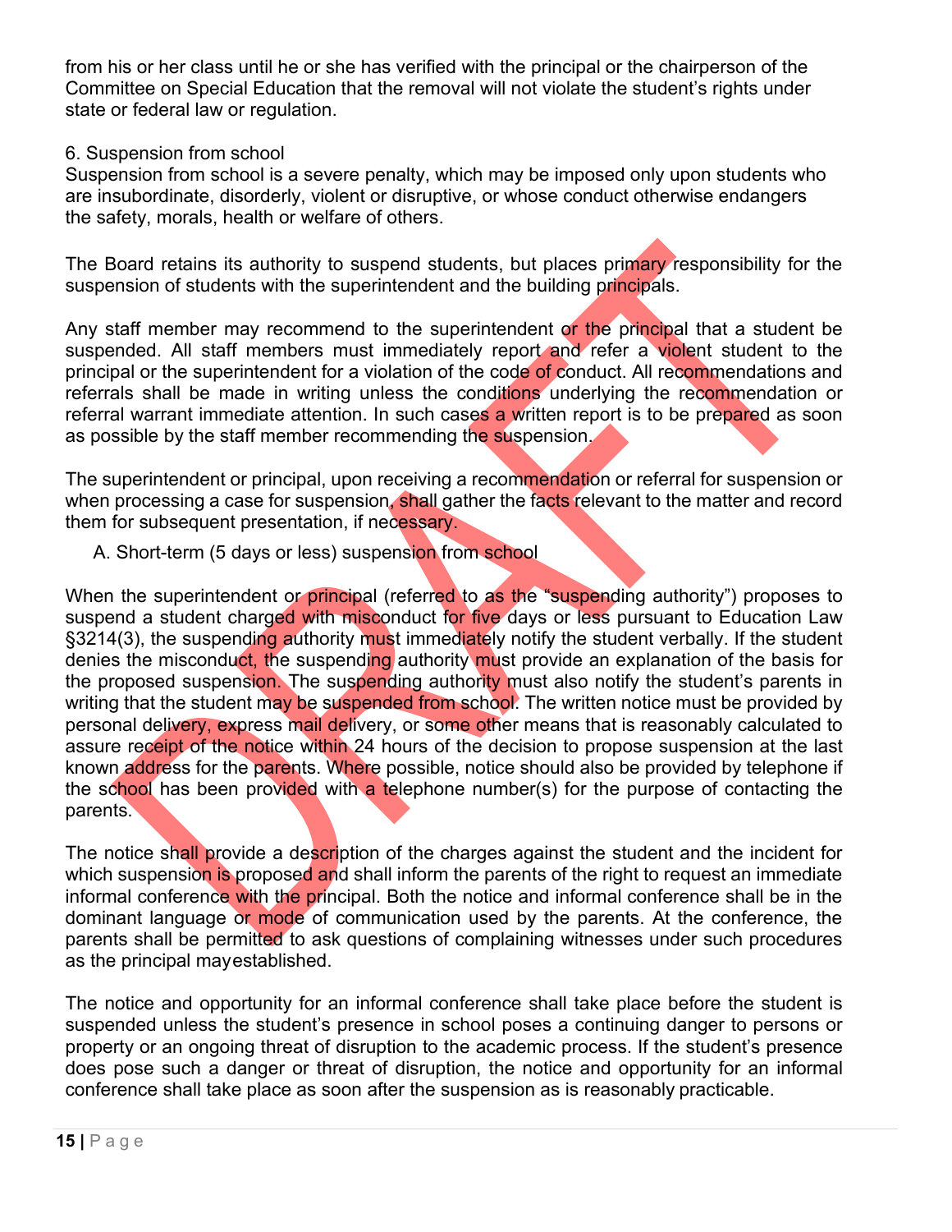from his or her class until he or she has verified with the principal or the chairperson of the Committee on Special Education that the removal will not violate the student's rights under state or federal law or regulation.

### 6. Suspension from school

Suspension from school is a severe penalty, which may be imposed only upon students who are insubordinate, disorderly, violent or disruptive, or whose conduct otherwise endangers the safety, morals, health or welfare of others.

The Board retains its authority to suspend students, but places primary responsibility for the suspension of students with the superintendent and the building principals.

Any staff member may recommend to the superintendent or the principal that a student be suspended. All staff members must immediately report and refer a violent student to the principal or the superintendent for a violation of the code of conduct. All recommendations and referrals shall be made in writing unless the conditions underlying the recommendation or referral warrant immediate attention. In such cases a written report is to be prepared as soon as possible by the staff member recommending the suspension.

The superintendent or principal, upon receiving a recommendation or referral for suspension or when processing a case for suspension, shall gather the facts relevant to the matter and record them for subsequent presentation, if necessary.

#### A. Short-term (5 days or less) suspension from school

When the superintendent or principal (referred to as the "suspending authority") proposes to suspend a student charged with misconduct for five days or less pursuant to Education Law §3214(3), the suspending authority must immediately notify the student verbally. If the student denies the misconduct, the suspending authority must provide an explanation of the basis for the proposed suspension. The suspending authority must also notify the student's parents in writing that the student may be suspended from school. The written notice must be provided by personal delivery, express mail delivery, or some other means that is reasonably calculated to assure receipt of the notice within 24 hours of the decision to propose suspension at the last known address for the parents. Where possible, notice should also be provided by telephone if the school has been provided with a telephone number(s) for the purpose of contacting the parents.

The notice shall provide a description of the charges against the student and the incident for which suspension is proposed and shall inform the parents of the right to request an immediate informal conference with the principal. Both the notice and informal conference shall be in the dominant language or mode of communication used by the parents. At the conference, the parents shall be permitted to ask questions of complaining witnesses under such procedures as the principal mayestablished.

The notice and opportunity for an informal conference shall take place before the student is suspended unless the student's presence in school poses a continuing danger to persons or property or an ongoing threat of disruption to the academic process. If the student's presence does pose such a danger or threat of disruption, the notice and opportunity for an informal conference shall take place as soon after the suspension as is reasonably practicable.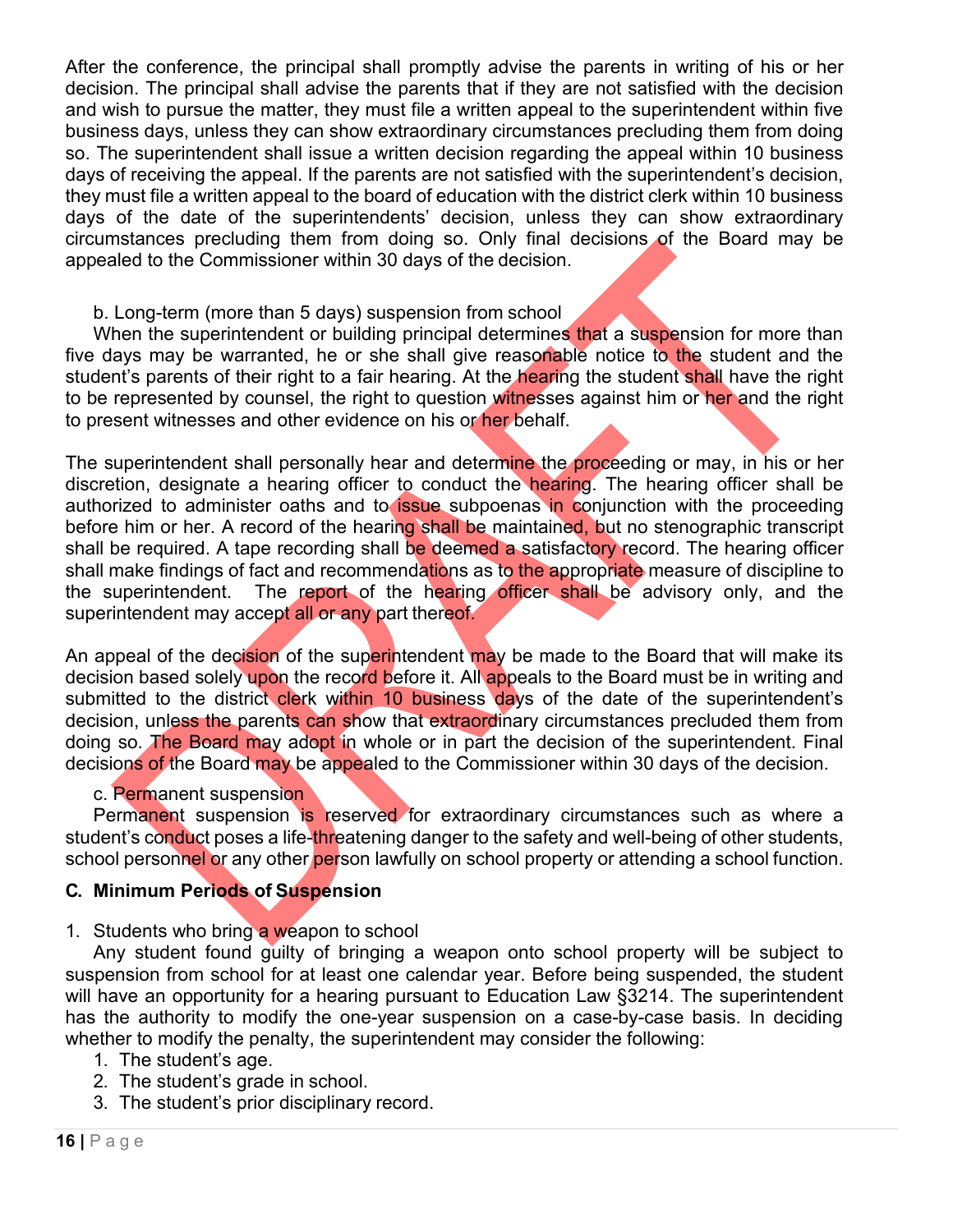After the conference, the principal shall promptly advise the parents in writing of his or her decision. The principal shall advise the parents that if they are not satisfied with the decision and wish to pursue the matter, they must file a written appeal to the superintendent within five business days, unless they can show extraordinary circumstances precluding them from doing so. The superintendent shall issue a written decision regarding the appeal within 10 business days of receiving the appeal. If the parents are not satisfied with the superintendent's decision, they must file a written appeal to the board of education with the district clerk within 10 business days of the date of the superintendents' decision, unless they can show extraordinary circumstances precluding them from doing so. Only final decisions of the Board may be appealed to the Commissioner within 30 days of the decision.

b. Long-term (more than 5 days) suspension from school

When the superintendent or building principal determines that a suspension for more than five days may be warranted, he or she shall give reasonable notice to the student and the student's parents of their right to a fair hearing. At the hearing the student shall have the right to be represented by counsel, the right to question witnesses against him or her and the right to present witnesses and other evidence on his or her behalf.

The superintendent shall personally hear and determine the proceeding or may, in his or her discretion, designate a hearing officer to conduct the hearing. The hearing officer shall be authorized to administer oaths and to issue subpoenas in conjunction with the proceeding before him or her. A record of the hearing shall be maintained, but no stenographic transcript shall be required. A tape recording shall be deemed a satisfactory record. The hearing officer shall make findings of fact and recommendations as to the appropriate measure of discipline to the superintendent. The report of the hearing officer shall be advisory only, and the superintendent may accept all or any part thereof.

An appeal of the decision of the superintendent may be made to the Board that will make its decision based solely upon the record before it. All appeals to the Board must be in writing and submitted to the district clerk within 10 business days of the date of the superintendent's decision, unless the parents can show that extraordinary circumstances precluded them from doing so. The Board may adopt in whole or in part the decision of the superintendent. Final decisions of the Board may be appealed to the Commissioner within 30 days of the decision.

c. Permanent suspension

Permanent suspension is reserved for extraordinary circumstances such as where a student's conduct poses a life-threatening danger to the safety and well-being of other students, school personnel or any other person lawfully on school property or attending a school function.

**C. Minimum Periods of Suspension**

1. Students who bring a weapon to school

Any student found guilty of bringing a weapon onto school property will be subject to suspension from school for at least one calendar year. Before being suspended, the student will have an opportunity for a hearing pursuant to Education Law §3214. The superintendent has the authority to modify the one-year suspension on a case-by-case basis. In deciding whether to modify the penalty, the superintendent may consider the following:

1. The student's age.
2. The student's grade in school.
3. The student's prior disciplinary record.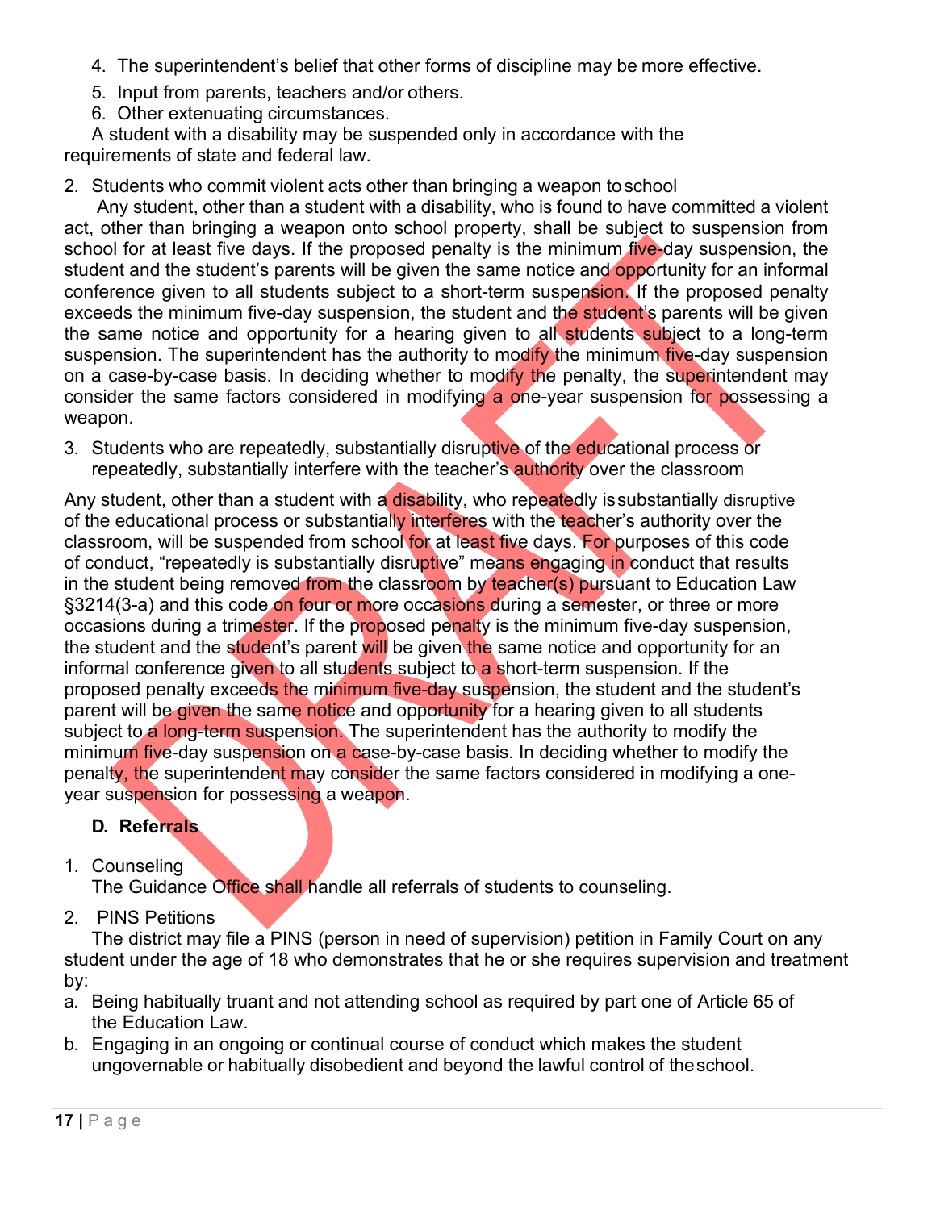4. The superintendent's belief that other forms of discipline may be more effective.
5. Input from parents, teachers and/or others.
6. Other extenuating circumstances.

A student with a disability may be suspended only in accordance with the requirements of state and federal law.

2. Students who commit violent acts other than bringing a weapon to school

Any student, other than a student with a disability, who is found to have committed a violent act, other than bringing a weapon onto school property, shall be subject to suspension from school for at least five days. If the proposed penalty is the minimum five-day suspension, the student and the student's parents will be given the same notice and opportunity for an informal conference given to all students subject to a short-term suspension. If the proposed penalty exceeds the minimum five-day suspension, the student and the student's parents will be given the same notice and opportunity for a hearing given to all students subject to a long-term suspension. The superintendent has the authority to modify the minimum five-day suspension on a case-by-case basis. In deciding whether to modify the penalty, the superintendent may consider the same factors considered in modifying a one-year suspension for possessing a weapon.

3. Students who are repeatedly, substantially disruptive of the educational process or repeatedly, substantially interfere with the teacher's authority over the classroom

Any student, other than a student with a disability, who repeatedly is substantially disruptive of the educational process or substantially interferes with the teacher's authority over the classroom, will be suspended from school for at least five days. For purposes of this code of conduct, "repeatedly is substantially disruptive" means engaging in conduct that results in the student being removed from the classroom by teacher(s) pursuant to Education Law §3214(3-a) and this code on four or more occasions during a semester, or three or more occasions during a trimester. If the proposed penalty is the minimum five-day suspension, the student and the student's parent will be given the same notice and opportunity for an informal conference given to all students subject to a short-term suspension. If the proposed penalty exceeds the minimum five-day suspension, the student and the student's parent will be given the same notice and opportunity for a hearing given to all students subject to a long-term suspension. The superintendent has the authority to modify the minimum five-day suspension on a case-by-case basis. In deciding whether to modify the penalty, the superintendent may consider the same factors considered in modifying a one-year suspension for possessing a weapon.

### D. Referrals

1. Counseling

The Guidance Office shall handle all referrals of students to counseling.

2. PINS Petitions

The district may file a PINS (person in need of supervision) petition in Family Court on any student under the age of 18 who demonstrates that he or she requires supervision and treatment by:

a. Being habitually truant and not attending school as required by part one of Article 65 of the Education Law.
b. Engaging in an ongoing or continual course of conduct which makes the student ungovernable or habitually disobedient and beyond the lawful control of the school.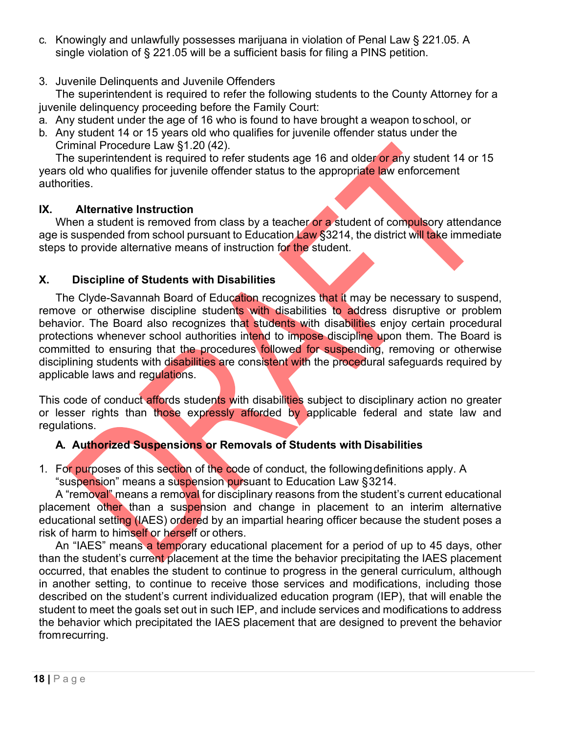c. Knowingly and unlawfully possesses marijuana in violation of Penal Law § 221.05. A single violation of § 221.05 will be a sufficient basis for filing a PINS petition.

3. Juvenile Delinquents and Juvenile Offenders

The superintendent is required to refer the following students to the County Attorney for a juvenile delinquency proceeding before the Family Court:

a. Any student under the age of 16 who is found to have brought a weapon to school, or
b. Any student 14 or 15 years old who qualifies for juvenile offender status under the Criminal Procedure Law §1.20 (42).

The superintendent is required to refer students age 16 and older or any student 14 or 15 years old who qualifies for juvenile offender status to the appropriate law enforcement authorities.

## IX. Alternative Instruction

When a student is removed from class by a teacher or a student of compulsory attendance age is suspended from school pursuant to Education Law §3214, the district will take immediate steps to provide alternative means of instruction for the student.

## X. Discipline of Students with Disabilities

The Clyde-Savannah Board of Education recognizes that it may be necessary to suspend, remove or otherwise discipline students with disabilities to address disruptive or problem behavior. The Board also recognizes that students with disabilities enjoy certain procedural protections whenever school authorities intend to impose discipline upon them. The Board is committed to ensuring that the procedures followed for suspending, removing or otherwise disciplining students with disabilities are consistent with the procedural safeguards required by applicable laws and regulations.

This code of conduct affords students with disabilities subject to disciplinary action no greater or lesser rights than those expressly afforded by applicable federal and state law and regulations.

### A. Authorized Suspensions or Removals of Students with Disabilities

1. For purposes of this section of the code of conduct, the following definitions apply. A "suspension" means a suspension pursuant to Education Law §3214.

A "removal" means a removal for disciplinary reasons from the student's current educational placement other than a suspension and change in placement to an interim alternative educational setting (IAES) ordered by an impartial hearing officer because the student poses a risk of harm to himself or herself or others.

An "IAES" means a temporary educational placement for a period of up to 45 days, other than the student's current placement at the time the behavior precipitating the IAES placement occurred, that enables the student to continue to progress in the general curriculum, although in another setting, to continue to receive those services and modifications, including those described on the student's current individualized education program (IEP), that will enable the student to meet the goals set out in such IEP, and include services and modifications to address the behavior which precipitated the IAES placement that are designed to prevent the behavior from recurring.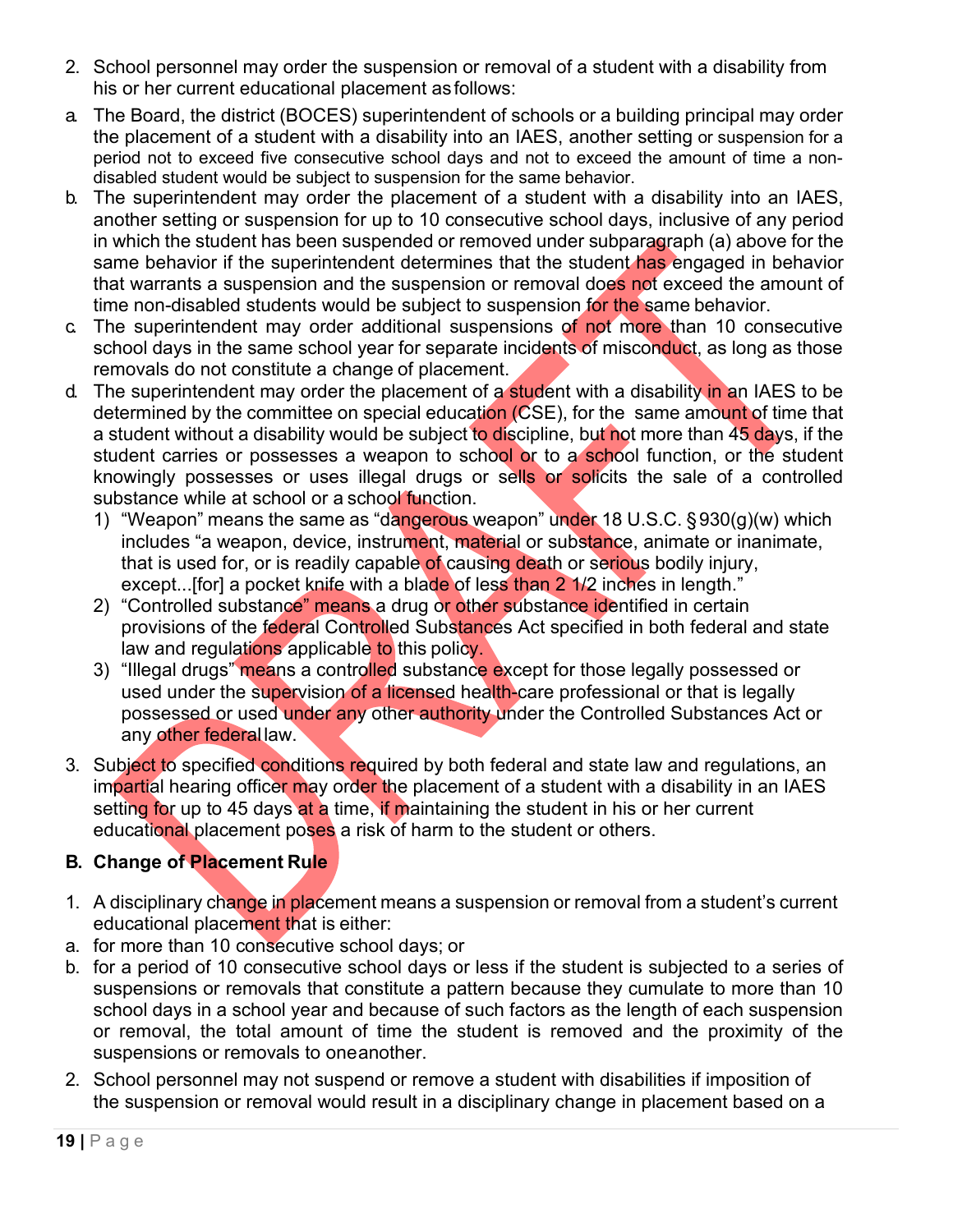2. School personnel may order the suspension or removal of a student with a disability from his or her current educational placement as follows:

a. The Board, the district (BOCES) superintendent of schools or a building principal may order the placement of a student with a disability into an IAES, another setting or suspension for a period not to exceed five consecutive school days and not to exceed the amount of time a non-disabled student would be subject to suspension for the same behavior.

b. The superintendent may order the placement of a student with a disability into an IAES, another setting or suspension for up to 10 consecutive school days, inclusive of any period in which the student has been suspended or removed under subparagraph (a) above for the same behavior if the superintendent determines that the student has engaged in behavior that warrants a suspension and the suspension or removal does not exceed the amount of time non-disabled students would be subject to suspension for the same behavior.

c. The superintendent may order additional suspensions of not more than 10 consecutive school days in the same school year for separate incidents of misconduct, as long as those removals do not constitute a change of placement.

d. The superintendent may order the placement of a student with a disability in an IAES to be determined by the committee on special education (CSE), for the same amount of time that a student without a disability would be subject to discipline, but not more than 45 days, if the student carries or possesses a weapon to school or to a school function, or the student knowingly possesses or uses illegal drugs or sells or solicits the sale of a controlled substance while at school or a school function.

   1) "Weapon" means the same as "dangerous weapon" under 18 U.S.C. § 930(g)(w) which includes "a weapon, device, instrument, material or substance, animate or inanimate, that is used for, or is readily capable of causing death or serious bodily injury, except...[for] a pocket knife with a blade of less than 2 1/2 inches in length."
   2) "Controlled substance" means a drug or other substance identified in certain provisions of the federal Controlled Substances Act specified in both federal and state law and regulations applicable to this policy.
   3) "Illegal drugs" means a controlled substance except for those legally possessed or used under the supervision of a licensed health-care professional or that is legally possessed or used under any other authority under the Controlled Substances Act or any other federal law.

3. Subject to specified conditions required by both federal and state law and regulations, an impartial hearing officer may order the placement of a student with a disability in an IAES setting for up to 45 days at a time, if maintaining the student in his or her current educational placement poses a risk of harm to the student or others.

## B. Change of Placement Rule

1. A disciplinary change in placement means a suspension or removal from a student's current educational placement that is either:

a. for more than 10 consecutive school days; or

b. for a period of 10 consecutive school days or less if the student is subjected to a series of suspensions or removals that constitute a pattern because they cumulate to more than 10 school days in a school year and because of such factors as the length of each suspension or removal, the total amount of time the student is removed and the proximity of the suspensions or removals to one another.

2. School personnel may not suspend or remove a student with disabilities if imposition of the suspension or removal would result in a disciplinary change in placement based on a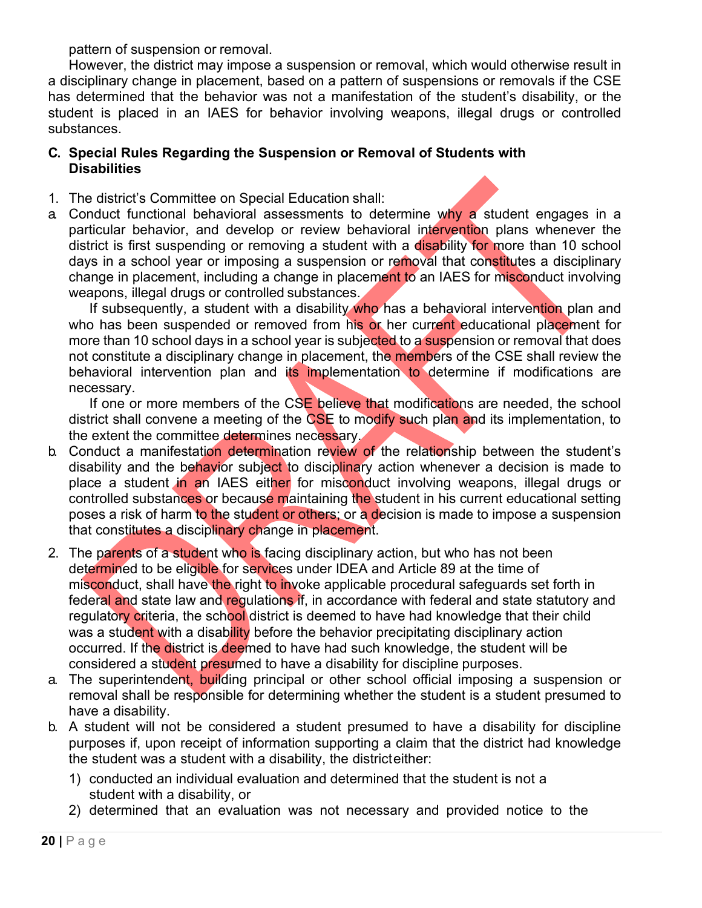pattern of suspension or removal.

However, the district may impose a suspension or removal, which would otherwise result in a disciplinary change in placement, based on a pattern of suspensions or removals if the CSE has determined that the behavior was not a manifestation of the student's disability, or the student is placed in an IAES for behavior involving weapons, illegal drugs or controlled substances.

**C. Special Rules Regarding the Suspension or Removal of Students with Disabilities**

1. The district's Committee on Special Education shall:

a. Conduct functional behavioral assessments to determine why a student engages in a particular behavior, and develop or review behavioral intervention plans whenever the district is first suspending or removing a student with a disability for more than 10 school days in a school year or imposing a suspension or removal that constitutes a disciplinary change in placement, including a change in placement to an IAES for misconduct involving weapons, illegal drugs or controlled substances.

   If subsequently, a student with a disability who has a behavioral intervention plan and who has been suspended or removed from his or her current educational placement for more than 10 school days in a school year is subjected to a suspension or removal that does not constitute a disciplinary change in placement, the members of the CSE shall review the behavioral intervention plan and its implementation to determine if modifications are necessary.

   If one or more members of the CSE believe that modifications are needed, the school district shall convene a meeting of the CSE to modify such plan and its implementation, to the extent the committee determines necessary.

b. Conduct a manifestation determination review of the relationship between the student's disability and the behavior subject to disciplinary action whenever a decision is made to place a student in an IAES either for misconduct involving weapons, illegal drugs or controlled substances or because maintaining the student in his current educational setting poses a risk of harm to the student or others; or a decision is made to impose a suspension that constitutes a disciplinary change in placement.

2. The parents of a student who is facing disciplinary action, but who has not been determined to be eligible for services under IDEA and Article 89 at the time of misconduct, shall have the right to invoke applicable procedural safeguards set forth in federal and state law and regulations if, in accordance with federal and state statutory and regulatory criteria, the school district is deemed to have had knowledge that their child was a student with a disability before the behavior precipitating disciplinary action occurred. If the district is deemed to have had such knowledge, the student will be considered a student presumed to have a disability for discipline purposes.

a. The superintendent, building principal or other school official imposing a suspension or removal shall be responsible for determining whether the student is a student presumed to have a disability.

b. A student will not be considered a student presumed to have a disability for discipline purposes if, upon receipt of information supporting a claim that the district had knowledge the student was a student with a disability, the districteither:

   1) conducted an individual evaluation and determined that the student is not a student with a disability, or
   2) determined that an evaluation was not necessary and provided notice to the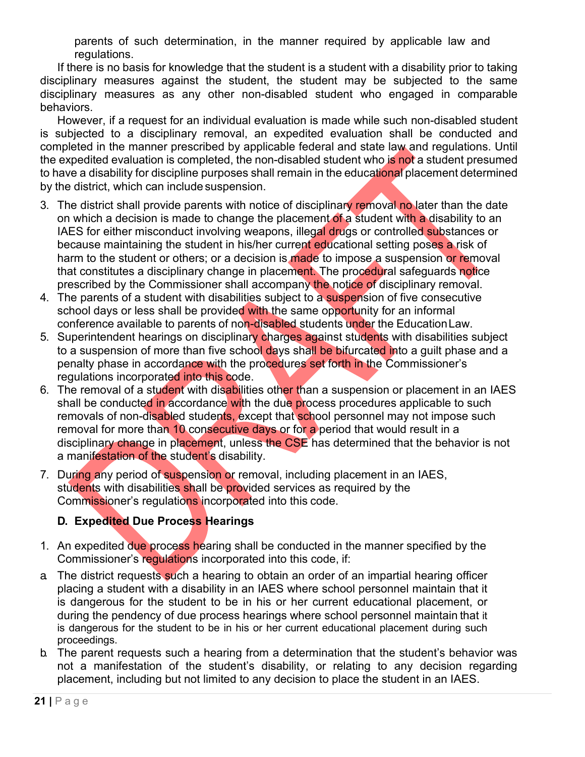parents of such determination, in the manner required by applicable law and regulations.

If there is no basis for knowledge that the student is a student with a disability prior to taking disciplinary measures against the student, the student may be subjected to the same disciplinary measures as any other non-disabled student who engaged in comparable behaviors.

However, if a request for an individual evaluation is made while such non-disabled student is subjected to a disciplinary removal, an expedited evaluation shall be conducted and completed in the manner prescribed by applicable federal and state law and regulations. Until the expedited evaluation is completed, the non-disabled student who is not a student presumed to have a disability for discipline purposes shall remain in the educational placement determined by the district, which can include suspension.

3. The district shall provide parents with notice of disciplinary removal no later than the date on which a decision is made to change the placement of a student with a disability to an IAES for either misconduct involving weapons, illegal drugs or controlled substances or because maintaining the student in his/her current educational setting poses a risk of harm to the student or others; or a decision is made to impose a suspension or removal that constitutes a disciplinary change in placement. The procedural safeguards notice prescribed by the Commissioner shall accompany the notice of disciplinary removal.
4. The parents of a student with disabilities subject to a suspension of five consecutive school days or less shall be provided with the same opportunity for an informal conference available to parents of non-disabled students under the Education Law.
5. Superintendent hearings on disciplinary charges against students with disabilities subject to a suspension of more than five school days shall be bifurcated into a guilt phase and a penalty phase in accordance with the procedures set forth in the Commissioner's regulations incorporated into this code.
6. The removal of a student with disabilities other than a suspension or placement in an IAES shall be conducted in accordance with the due process procedures applicable to such removals of non-disabled students, except that school personnel may not impose such removal for more than 10 consecutive days or for a period that would result in a disciplinary change in placement, unless the CSE has determined that the behavior is not a manifestation of the student's disability.
7. During any period of suspension or removal, including placement in an IAES, students with disabilities shall be provided services as required by the Commissioner's regulations incorporated into this code.

**D. Expedited Due Process Hearings**

1. An expedited due process hearing shall be conducted in the manner specified by the Commissioner's regulations incorporated into this code, if:

a. The district requests such a hearing to obtain an order of an impartial hearing officer placing a student with a disability in an IAES where school personnel maintain that it is dangerous for the student to be in his or her current educational placement, or during the pendency of due process hearings where school personnel maintain that it is dangerous for the student to be in his or her current educational placement during such proceedings.

b. The parent requests such a hearing from a determination that the student's behavior was not a manifestation of the student's disability, or relating to any decision regarding placement, including but not limited to any decision to place the student in an IAES.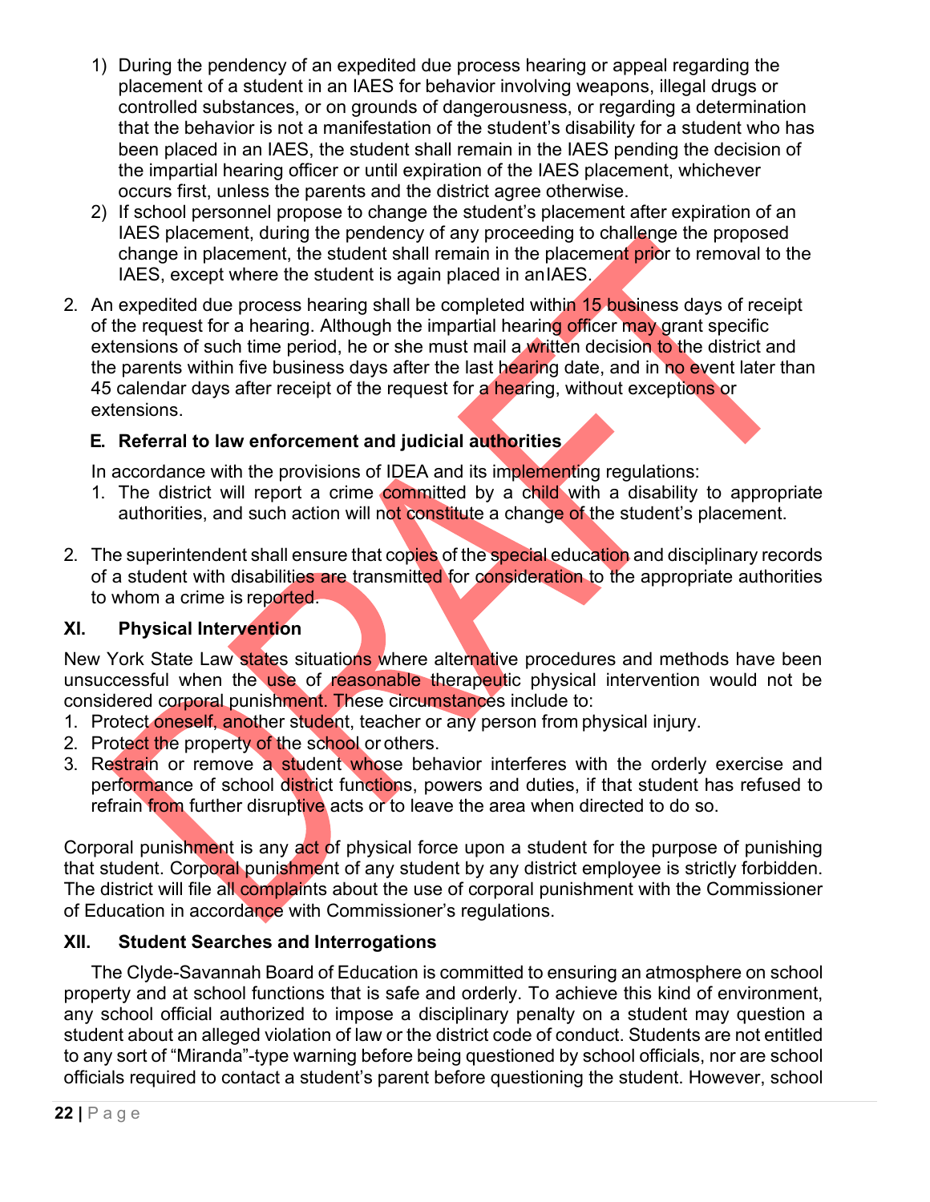1) During the pendency of an expedited due process hearing or appeal regarding the placement of a student in an IAES for behavior involving weapons, illegal drugs or controlled substances, or on grounds of dangerousness, or regarding a determination that the behavior is not a manifestation of the student's disability for a student who has been placed in an IAES, the student shall remain in the IAES pending the decision of the impartial hearing officer or until expiration of the IAES placement, whichever occurs first, unless the parents and the district agree otherwise.
2) If school personnel propose to change the student's placement after expiration of an IAES placement, during the pendency of any proceeding to challenge the proposed change in placement, the student shall remain in the placement prior to removal to the IAES, except where the student is again placed in an IAES.

2. An expedited due process hearing shall be completed within 15 business days of receipt of the request for a hearing. Although the impartial hearing officer may grant specific extensions of such time period, he or she must mail a written decision to the district and the parents within five business days after the last hearing date, and in no event later than 45 calendar days after receipt of the request for a hearing, without exceptions or extensions.

### E. Referral to law enforcement and judicial authorities

In accordance with the provisions of IDEA and its implementing regulations:

1. The district will report a crime committed by a child with a disability to appropriate authorities, and such action will not constitute a change of the student's placement.
2. The superintendent shall ensure that copies of the special education and disciplinary records of a student with disabilities are transmitted for consideration to the appropriate authorities to whom a crime is reported.

## XI. Physical Intervention

New York State Law states situations where alternative procedures and methods have been unsuccessful when the use of reasonable therapeutic physical intervention would not be considered corporal punishment. These circumstances include to:

1. Protect oneself, another student, teacher or any person from physical injury.
2. Protect the property of the school or others.
3. Restrain or remove a student whose behavior interferes with the orderly exercise and performance of school district functions, powers and duties, if that student has refused to refrain from further disruptive acts or to leave the area when directed to do so.

Corporal punishment is any act of physical force upon a student for the purpose of punishing that student. Corporal punishment of any student by any district employee is strictly forbidden. The district will file all complaints about the use of corporal punishment with the Commissioner of Education in accordance with Commissioner's regulations.

## XII. Student Searches and Interrogations

The Clyde-Savannah Board of Education is committed to ensuring an atmosphere on school property and at school functions that is safe and orderly. To achieve this kind of environment, any school official authorized to impose a disciplinary penalty on a student may question a student about an alleged violation of law or the district code of conduct. Students are not entitled to any sort of "Miranda"-type warning before being questioned by school officials, nor are school officials required to contact a student's parent before questioning the student. However, school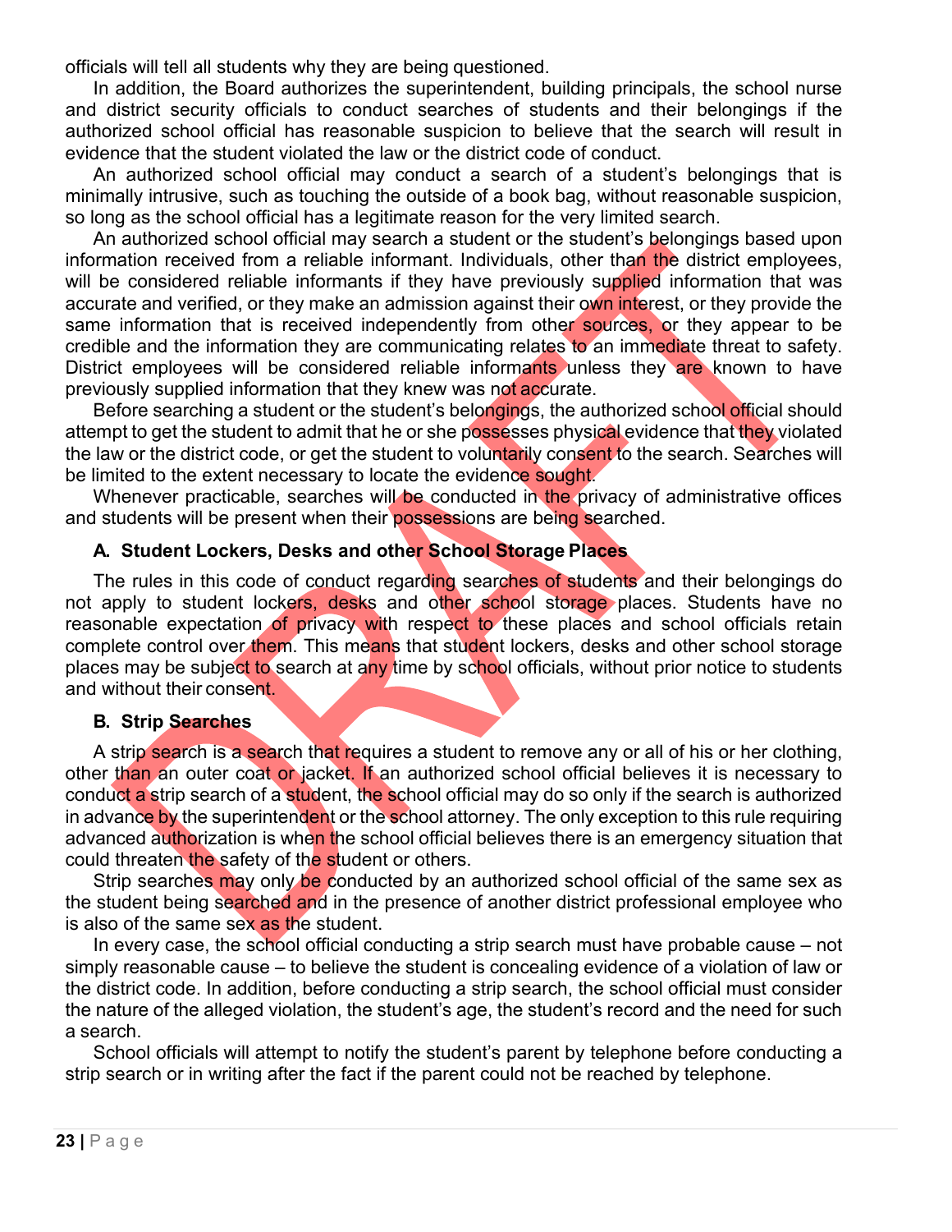officials will tell all students why they are being questioned.

In addition, the Board authorizes the superintendent, building principals, the school nurse and district security officials to conduct searches of students and their belongings if the authorized school official has reasonable suspicion to believe that the search will result in evidence that the student violated the law or the district code of conduct.

An authorized school official may conduct a search of a student's belongings that is minimally intrusive, such as touching the outside of a book bag, without reasonable suspicion, so long as the school official has a legitimate reason for the very limited search.

An authorized school official may search a student or the student's belongings based upon information received from a reliable informant. Individuals, other than the district employees, will be considered reliable informants if they have previously supplied information that was accurate and verified, or they make an admission against their own interest, or they provide the same information that is received independently from other sources, or they appear to be credible and the information they are communicating relates to an immediate threat to safety. District employees will be considered reliable informants unless they are known to have previously supplied information that they knew was not accurate.

Before searching a student or the student's belongings, the authorized school official should attempt to get the student to admit that he or she possesses physical evidence that they violated the law or the district code, or get the student to voluntarily consent to the search. Searches will be limited to the extent necessary to locate the evidence sought.

Whenever practicable, searches will be conducted in the privacy of administrative offices and students will be present when their possessions are being searched.

### A. Student Lockers, Desks and other School Storage Places

The rules in this code of conduct regarding searches of students and their belongings do not apply to student lockers, desks and other school storage places. Students have no reasonable expectation of privacy with respect to these places and school officials retain complete control over them. This means that student lockers, desks and other school storage places may be subject to search at any time by school officials, without prior notice to students and without their consent.

### B. Strip Searches

A strip search is a search that requires a student to remove any or all of his or her clothing, other than an outer coat or jacket. If an authorized school official believes it is necessary to conduct a strip search of a student, the school official may do so only if the search is authorized in advance by the superintendent or the school attorney. The only exception to this rule requiring advanced authorization is when the school official believes there is an emergency situation that could threaten the safety of the student or others.

Strip searches may only be conducted by an authorized school official of the same sex as the student being searched and in the presence of another district professional employee who is also of the same sex as the student.

In every case, the school official conducting a strip search must have probable cause – not simply reasonable cause – to believe the student is concealing evidence of a violation of law or the district code. In addition, before conducting a strip search, the school official must consider the nature of the alleged violation, the student's age, the student's record and the need for such a search.

School officials will attempt to notify the student's parent by telephone before conducting a strip search or in writing after the fact if the parent could not be reached by telephone.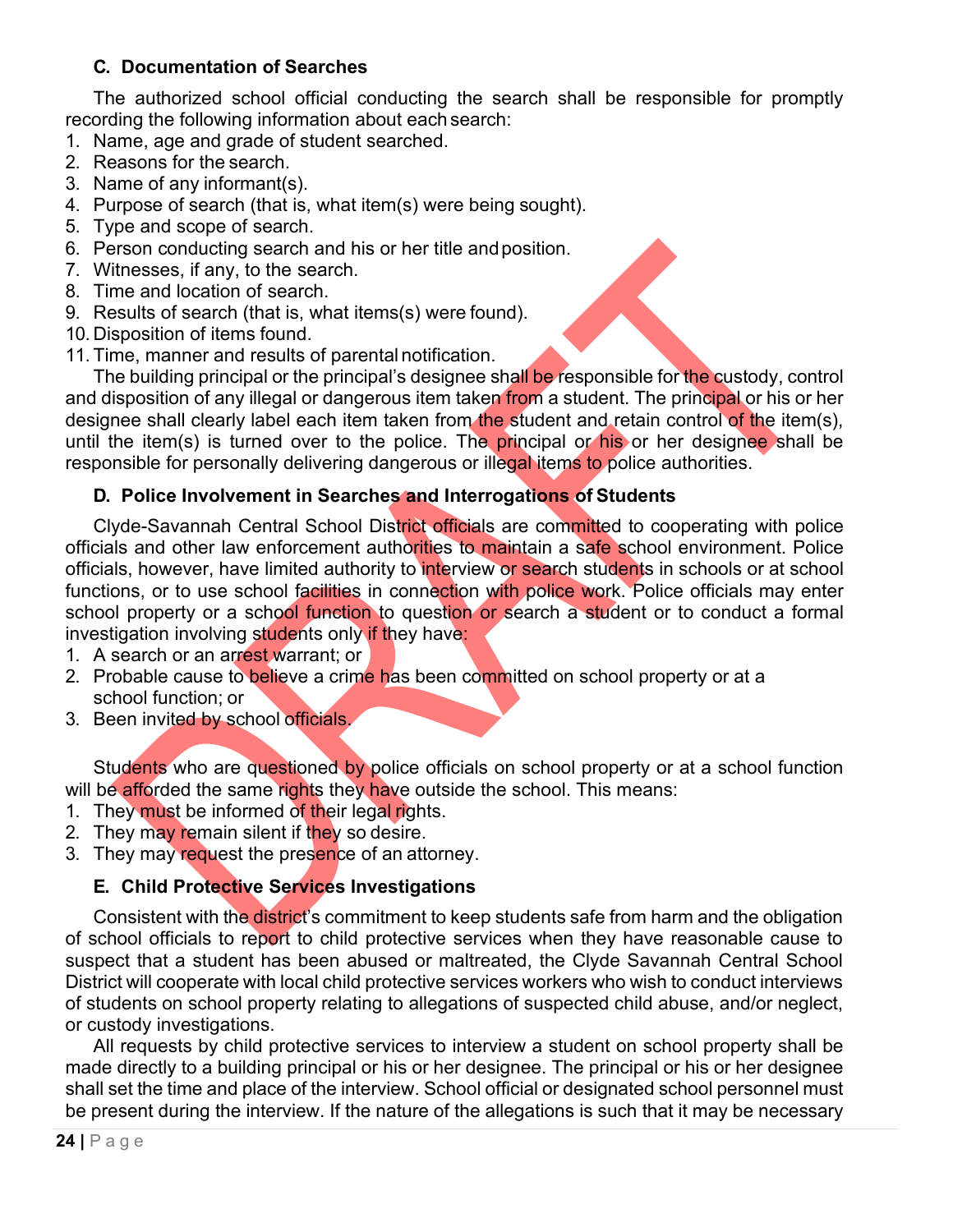### C. Documentation of Searches

The authorized school official conducting the search shall be responsible for promptly recording the following information about each search:

1. Name, age and grade of student searched.
2. Reasons for the search.
3. Name of any informant(s).
4. Purpose of search (that is, what item(s) were being sought).
5. Type and scope of search.
6. Person conducting search and his or her title and position.
7. Witnesses, if any, to the search.
8. Time and location of search.
9. Results of search (that is, what items(s) were found).
10. Disposition of items found.
11. Time, manner and results of parental notification.

The building principal or the principal's designee shall be responsible for the custody, control and disposition of any illegal or dangerous item taken from a student. The principal or his or her designee shall clearly label each item taken from the student and retain control of the item(s), until the item(s) is turned over to the police. The principal or his or her designee shall be responsible for personally delivering dangerous or illegal items to police authorities.

### D. Police Involvement in Searches and Interrogations of Students

Clyde-Savannah Central School District officials are committed to cooperating with police officials and other law enforcement authorities to maintain a safe school environment. Police officials, however, have limited authority to interview or search students in schools or at school functions, or to use school facilities in connection with police work. Police officials may enter school property or a school function to question or search a student or to conduct a formal investigation involving students only if they have:

1. A search or an arrest warrant; or
2. Probable cause to believe a crime has been committed on school property or at a school function; or
3. Been invited by school officials.

Students who are questioned by police officials on school property or at a school function will be afforded the same rights they have outside the school. This means:

1. They must be informed of their legal rights.
2. They may remain silent if they so desire.
3. They may request the presence of an attorney.

### E. Child Protective Services Investigations

Consistent with the district's commitment to keep students safe from harm and the obligation of school officials to report to child protective services when they have reasonable cause to suspect that a student has been abused or maltreated, the Clyde Savannah Central School District will cooperate with local child protective services workers who wish to conduct interviews of students on school property relating to allegations of suspected child abuse, and/or neglect, or custody investigations.

All requests by child protective services to interview a student on school property shall be made directly to a building principal or his or her designee. The principal or his or her designee shall set the time and place of the interview. School official or designated school personnel must be present during the interview. If the nature of the allegations is such that it may be necessary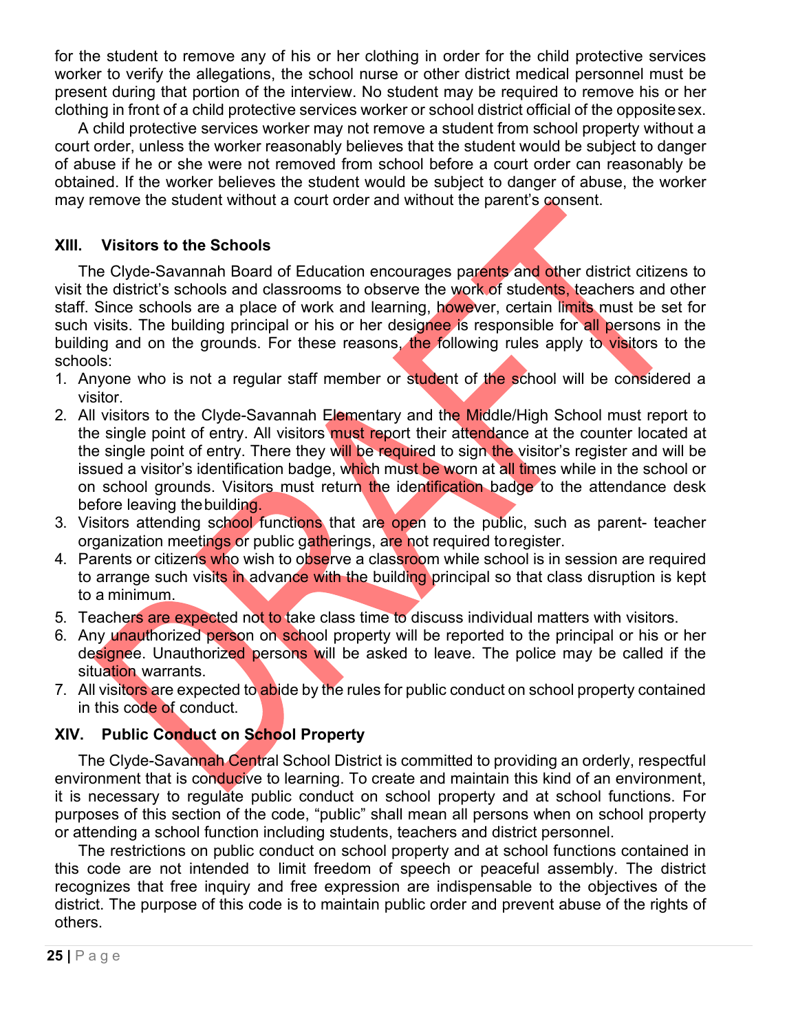for the student to remove any of his or her clothing in order for the child protective services worker to verify the allegations, the school nurse or other district medical personnel must be present during that portion of the interview. No student may be required to remove his or her clothing in front of a child protective services worker or school district official of the opposite sex.

A child protective services worker may not remove a student from school property without a court order, unless the worker reasonably believes that the student would be subject to danger of abuse if he or she were not removed from school before a court order can reasonably be obtained. If the worker believes the student would be subject to danger of abuse, the worker may remove the student without a court order and without the parent's consent.

## XIII. Visitors to the Schools

The Clyde-Savannah Board of Education encourages parents and other district citizens to visit the district's schools and classrooms to observe the work of students, teachers and other staff. Since schools are a place of work and learning, however, certain limits must be set for such visits. The building principal or his or her designee is responsible for all persons in the building and on the grounds. For these reasons, the following rules apply to visitors to the schools:

1. Anyone who is not a regular staff member or student of the school will be considered a visitor.
2. All visitors to the Clyde-Savannah Elementary and the Middle/High School must report to the single point of entry. All visitors must report their attendance at the counter located at the single point of entry. There they will be required to sign the visitor's register and will be issued a visitor's identification badge, which must be worn at all times while in the school or on school grounds. Visitors must return the identification badge to the attendance desk before leaving the building.
3. Visitors attending school functions that are open to the public, such as parent- teacher organization meetings or public gatherings, are not required to register.
4. Parents or citizens who wish to observe a classroom while school is in session are required to arrange such visits in advance with the building principal so that class disruption is kept to a minimum.
5. Teachers are expected not to take class time to discuss individual matters with visitors.
6. Any unauthorized person on school property will be reported to the principal or his or her designee. Unauthorized persons will be asked to leave. The police may be called if the situation warrants.
7. All visitors are expected to abide by the rules for public conduct on school property contained in this code of conduct.

## XIV. Public Conduct on School Property

The Clyde-Savannah Central School District is committed to providing an orderly, respectful environment that is conducive to learning. To create and maintain this kind of an environment, it is necessary to regulate public conduct on school property and at school functions. For purposes of this section of the code, "public" shall mean all persons when on school property or attending a school function including students, teachers and district personnel.

The restrictions on public conduct on school property and at school functions contained in this code are not intended to limit freedom of speech or peaceful assembly. The district recognizes that free inquiry and free expression are indispensable to the objectives of the district. The purpose of this code is to maintain public order and prevent abuse of the rights of others.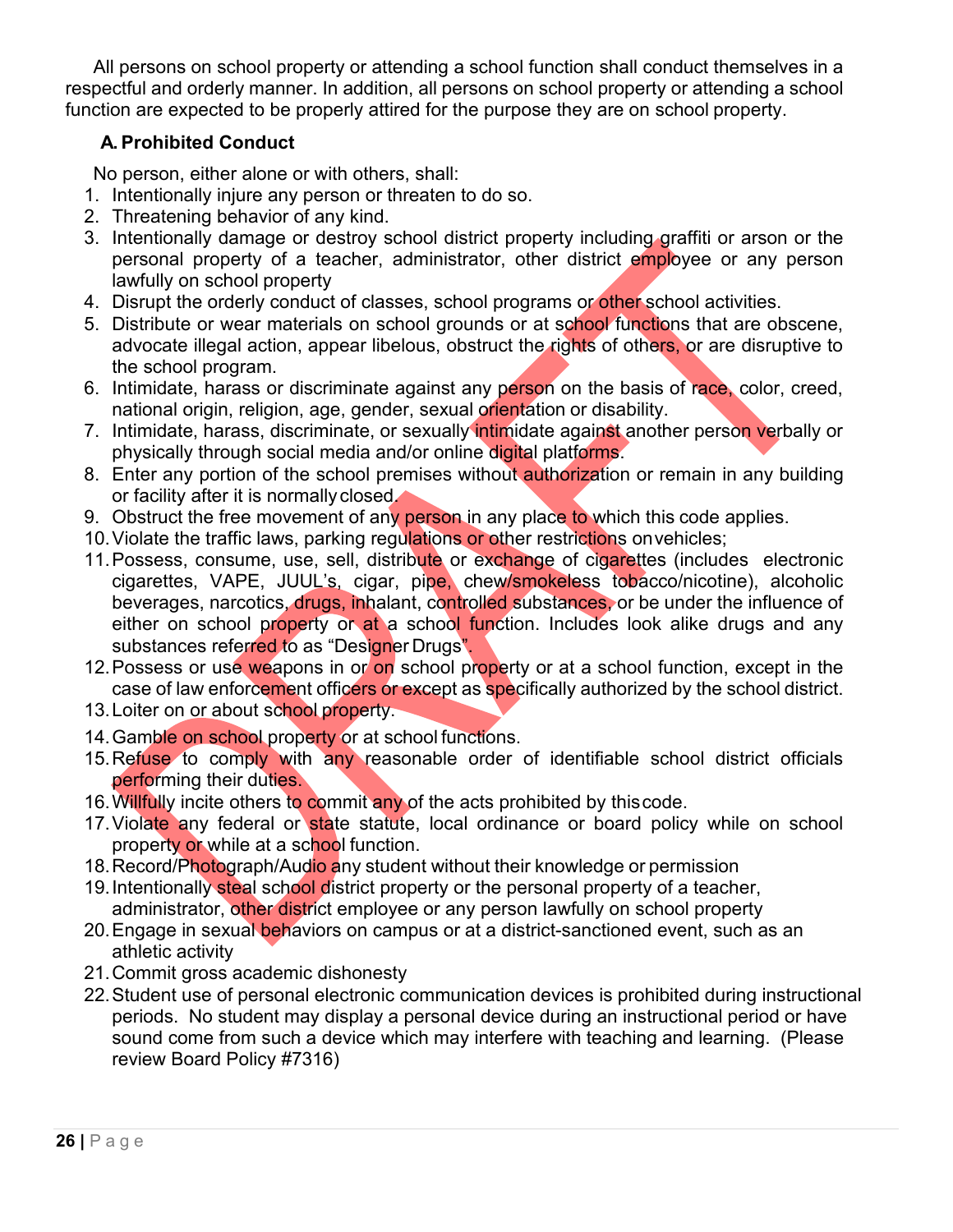All persons on school property or attending a school function shall conduct themselves in a respectful and orderly manner. In addition, all persons on school property or attending a school function are expected to be properly attired for the purpose they are on school property.

**A. Prohibited Conduct**

No person, either alone or with others, shall:

1. Intentionally injure any person or threaten to do so.
2. Threatening behavior of any kind.
3. Intentionally damage or destroy school district property including graffiti or arson or the personal property of a teacher, administrator, other district employee or any person lawfully on school property
4. Disrupt the orderly conduct of classes, school programs or other school activities.
5. Distribute or wear materials on school grounds or at school functions that are obscene, advocate illegal action, appear libelous, obstruct the rights of others, or are disruptive to the school program.
6. Intimidate, harass or discriminate against any person on the basis of race, color, creed, national origin, religion, age, gender, sexual orientation or disability.
7. Intimidate, harass, discriminate, or sexually intimidate against another person verbally or physically through social media and/or online digital platforms.
8. Enter any portion of the school premises without authorization or remain in any building or facility after it is normally closed.
9. Obstruct the free movement of any person in any place to which this code applies.
10. Violate the traffic laws, parking regulations or other restrictions on vehicles;
11. Possess, consume, use, sell, distribute or exchange of cigarettes (includes electronic cigarettes, VAPE, JUUL's, cigar, pipe, chew/smokeless tobacco/nicotine), alcoholic beverages, narcotics, drugs, inhalant, controlled substances, or be under the influence of either on school property or at a school function. Includes look alike drugs and any substances referred to as "Designer Drugs".
12. Possess or use weapons in or on school property or at a school function, except in the case of law enforcement officers or except as specifically authorized by the school district.
13. Loiter on or about school property.
14. Gamble on school property or at school functions.
15. Refuse to comply with any reasonable order of identifiable school district officials performing their duties.
16. Willfully incite others to commit any of the acts prohibited by this code.
17. Violate any federal or state statute, local ordinance or board policy while on school property or while at a school function.
18. Record/Photograph/Audio any student without their knowledge or permission
19. Intentionally steal school district property or the personal property of a teacher, administrator, other district employee or any person lawfully on school property
20. Engage in sexual behaviors on campus or at a district-sanctioned event, such as an athletic activity
21. Commit gross academic dishonesty
22. Student use of personal electronic communication devices is prohibited during instructional periods. No student may display a personal device during an instructional period or have sound come from such a device which may interfere with teaching and learning. (Please review Board Policy #7316)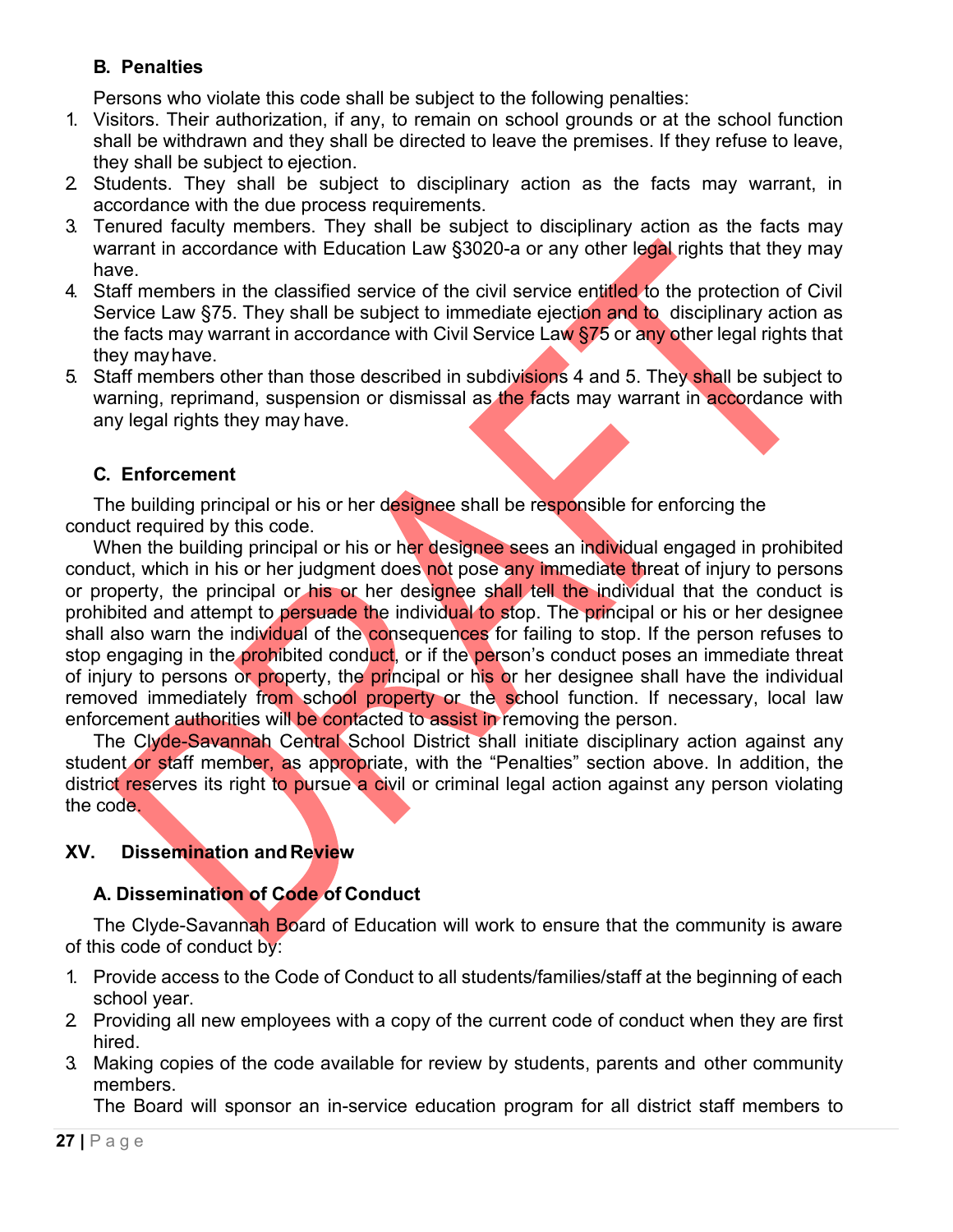### B. Penalties

Persons who violate this code shall be subject to the following penalties:

1. Visitors. Their authorization, if any, to remain on school grounds or at the school function shall be withdrawn and they shall be directed to leave the premises. If they refuse to leave, they shall be subject to ejection.
2. Students. They shall be subject to disciplinary action as the facts may warrant, in accordance with the due process requirements.
3. Tenured faculty members. They shall be subject to disciplinary action as the facts may warrant in accordance with Education Law §3020-a or any other legal rights that they may have.
4. Staff members in the classified service of the civil service entitled to the protection of Civil Service Law §75. They shall be subject to immediate ejection and to disciplinary action as the facts may warrant in accordance with Civil Service Law §75 or any other legal rights that they may have.
5. Staff members other than those described in subdivisions 4 and 5. They shall be subject to warning, reprimand, suspension or dismissal as the facts may warrant in accordance with any legal rights they may have.

### C. Enforcement

The building principal or his or her designee shall be responsible for enforcing the conduct required by this code.

When the building principal or his or her designee sees an individual engaged in prohibited conduct, which in his or her judgment does not pose any immediate threat of injury to persons or property, the principal or his or her designee shall tell the individual that the conduct is prohibited and attempt to persuade the individual to stop. The principal or his or her designee shall also warn the individual of the consequences for failing to stop. If the person refuses to stop engaging in the prohibited conduct, or if the person's conduct poses an immediate threat of injury to persons or property, the principal or his or her designee shall have the individual removed immediately from school property or the school function. If necessary, local law enforcement authorities will be contacted to assist in removing the person.

The Clyde-Savannah Central School District shall initiate disciplinary action against any student or staff member, as appropriate, with the "Penalties" section above. In addition, the district reserves its right to pursue a civil or criminal legal action against any person violating the code.

## XV. Dissemination and Review

### A. Dissemination of Code of Conduct

The Clyde-Savannah Board of Education will work to ensure that the community is aware of this code of conduct by:

1. Provide access to the Code of Conduct to all students/families/staff at the beginning of each school year.
2. Providing all new employees with a copy of the current code of conduct when they are first hired.
3. Making copies of the code available for review by students, parents and other community members.

The Board will sponsor an in-service education program for all district staff members to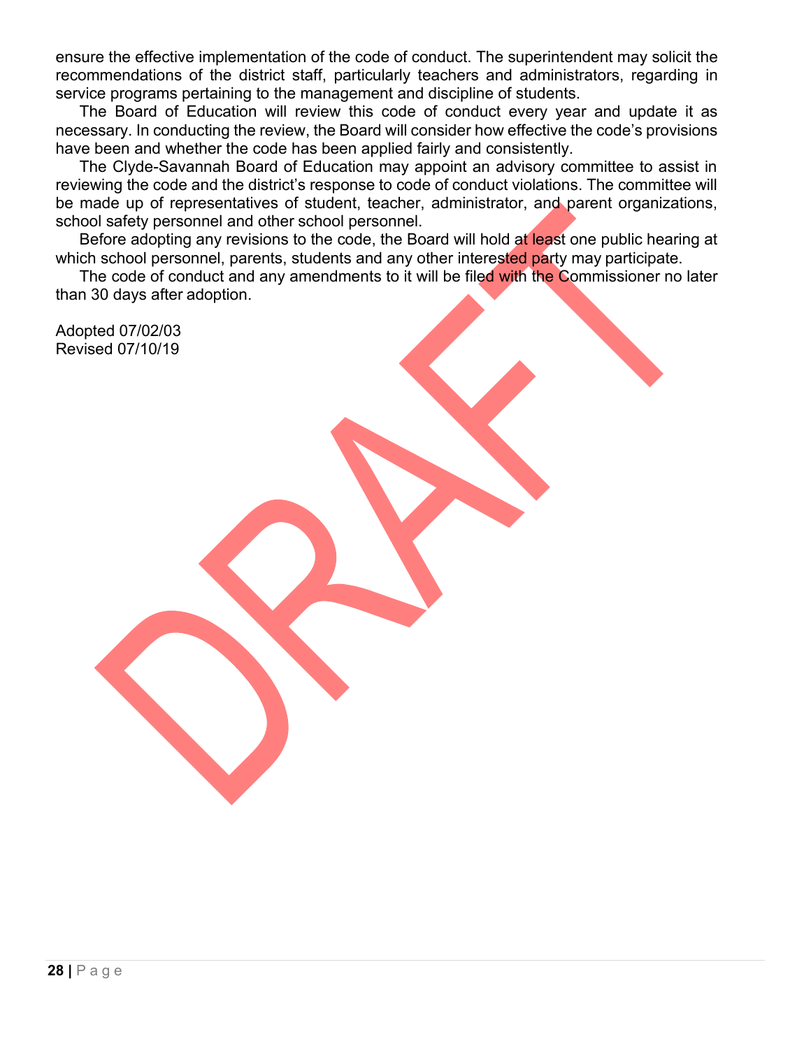ensure the effective implementation of the code of conduct. The superintendent may solicit the recommendations of the district staff, particularly teachers and administrators, regarding in service programs pertaining to the management and discipline of students.

The Board of Education will review this code of conduct every year and update it as necessary. In conducting the review, the Board will consider how effective the code's provisions have been and whether the code has been applied fairly and consistently.

The Clyde-Savannah Board of Education may appoint an advisory committee to assist in reviewing the code and the district's response to code of conduct violations. The committee will be made up of representatives of student, teacher, administrator, and parent organizations, school safety personnel and other school personnel.

Before adopting any revisions to the code, the Board will hold at least one public hearing at which school personnel, parents, students and any other interested party may participate.

The code of conduct and any amendments to it will be filed with the Commissioner no later than 30 days after adoption.

Adopted 07/02/03
Revised 07/10/19

DRAFT